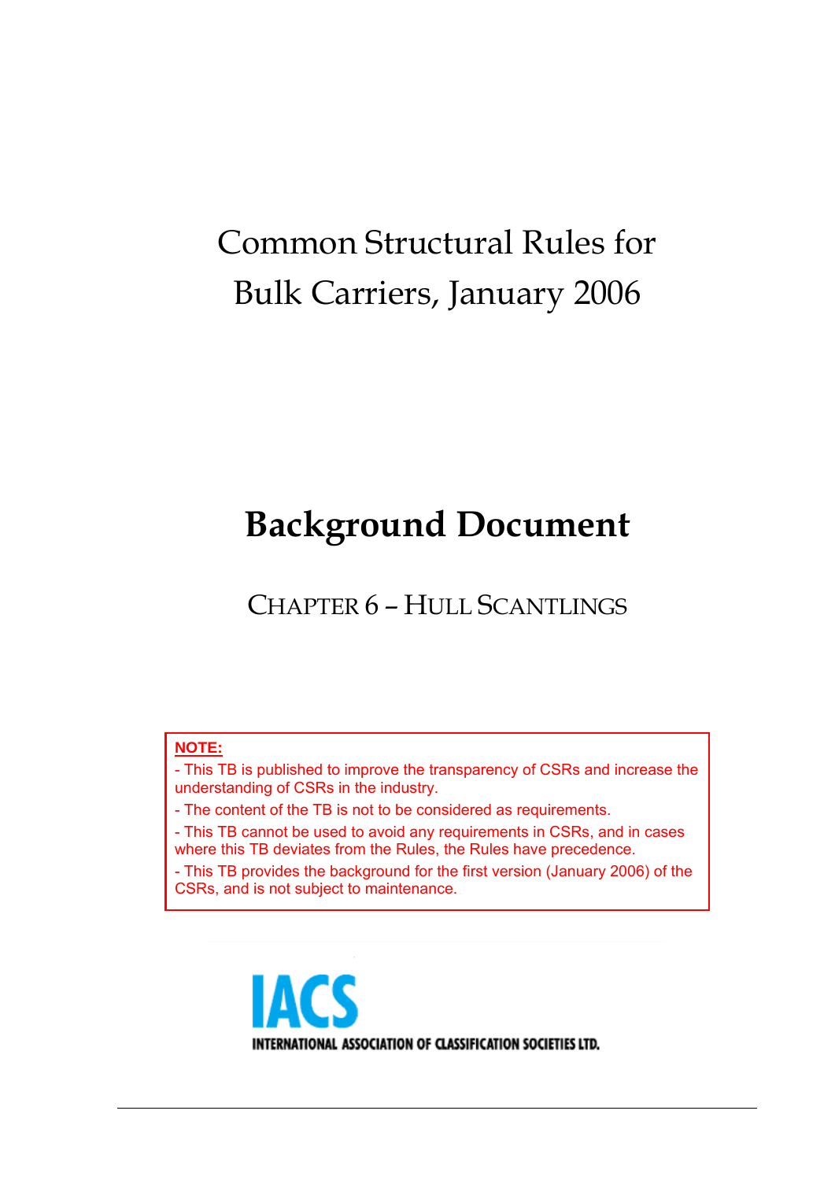# Common Structural Rules for Bulk Carriers, January 2006

# Background Document

## CHAPTER 6 – HULL SCANTLINGS

**NOTE:**

- This TB is published to improve the transparency of CSRs and increase the understanding of CSRs in the industry.
- The content of the TB is not to be considered as requirements.
- This TB cannot be used to avoid any requirements in CSRs, and in cases where this TB deviates from the Rules, the Rules have precedence.
- This TB provides the background for the first version (January 2006) of the CSRs, and is not subject to maintenance.

IACS

INTERNATIONAL ASSOCIATION OF CLASSIFICATION SOCIETIES LTD.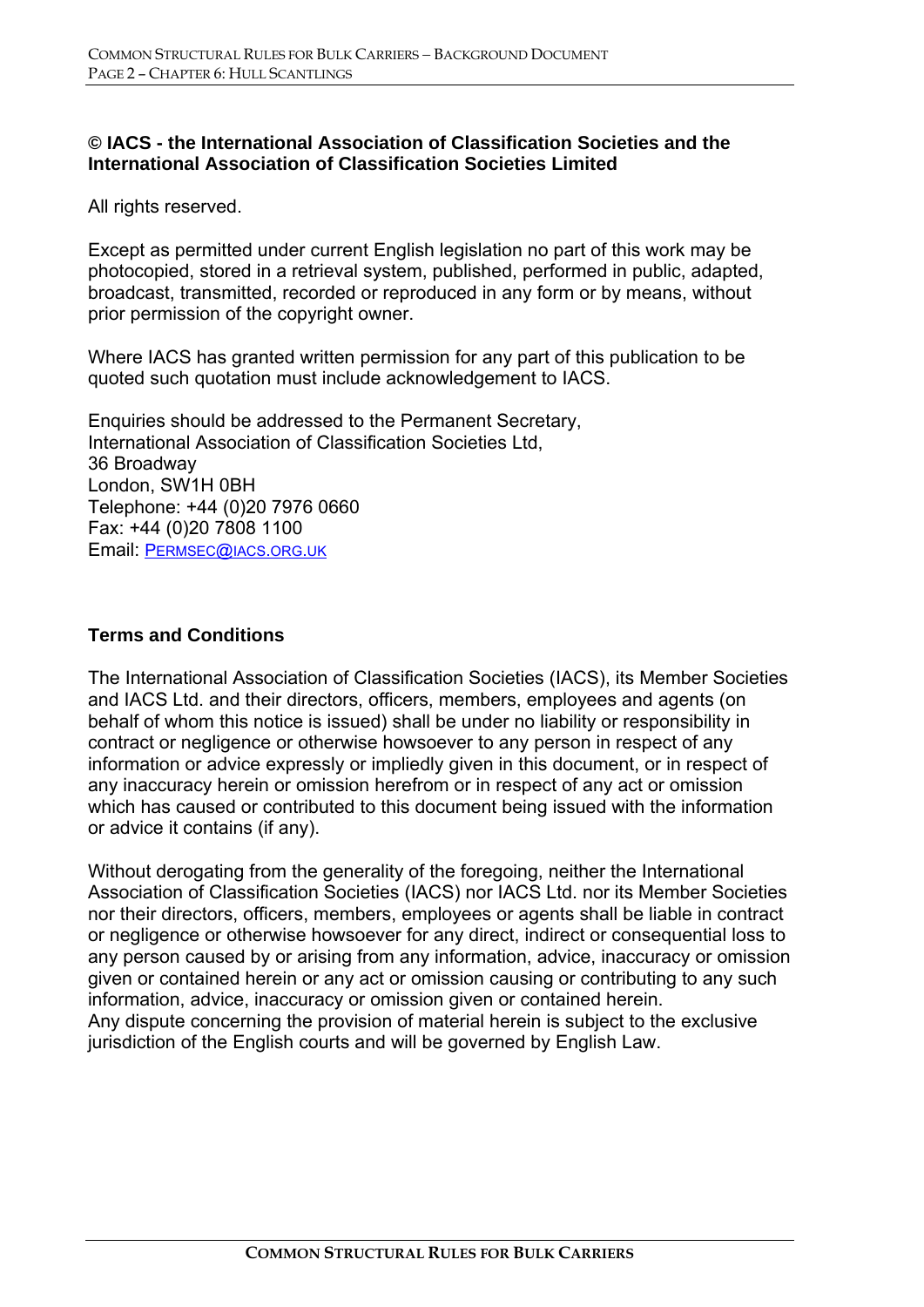**© IACS - the International Association of Classification Societies and the International Association of Classification Societies Limited**

All rights reserved.

Except as permitted under current English legislation no part of this work may be photocopied, stored in a retrieval system, published, performed in public, adapted, broadcast, transmitted, recorded or reproduced in any form or by means, without prior permission of the copyright owner.

Where IACS has granted written permission for any part of this publication to be quoted such quotation must include acknowledgement to IACS.

Enquiries should be addressed to the Permanent Secretary,
International Association of Classification Societies Ltd,
36 Broadway
London, SW1H 0BH
Telephone: +44 (0)20 7976 0660
Fax: +44 (0)20 7808 1100
Email: PERMSEC@IACS.ORG.UK

## Terms and Conditions

The International Association of Classification Societies (IACS), its Member Societies and IACS Ltd. and their directors, officers, members, employees and agents (on behalf of whom this notice is issued) shall be under no liability or responsibility in contract or negligence or otherwise howsoever to any person in respect of any information or advice expressly or impliedly given in this document, or in respect of any inaccuracy herein or omission herefrom or in respect of any act or omission which has caused or contributed to this document being issued with the information or advice it contains (if any).

Without derogating from the generality of the foregoing, neither the International Association of Classification Societies (IACS) nor IACS Ltd. nor its Member Societies nor their directors, officers, members, employees or agents shall be liable in contract or negligence or otherwise howsoever for any direct, indirect or consequential loss to any person caused by or arising from any information, advice, inaccuracy or omission given or contained herein or any act or omission causing or contributing to any such information, advice, inaccuracy or omission given or contained herein.
Any dispute concerning the provision of material herein is subject to the exclusive jurisdiction of the English courts and will be governed by English Law.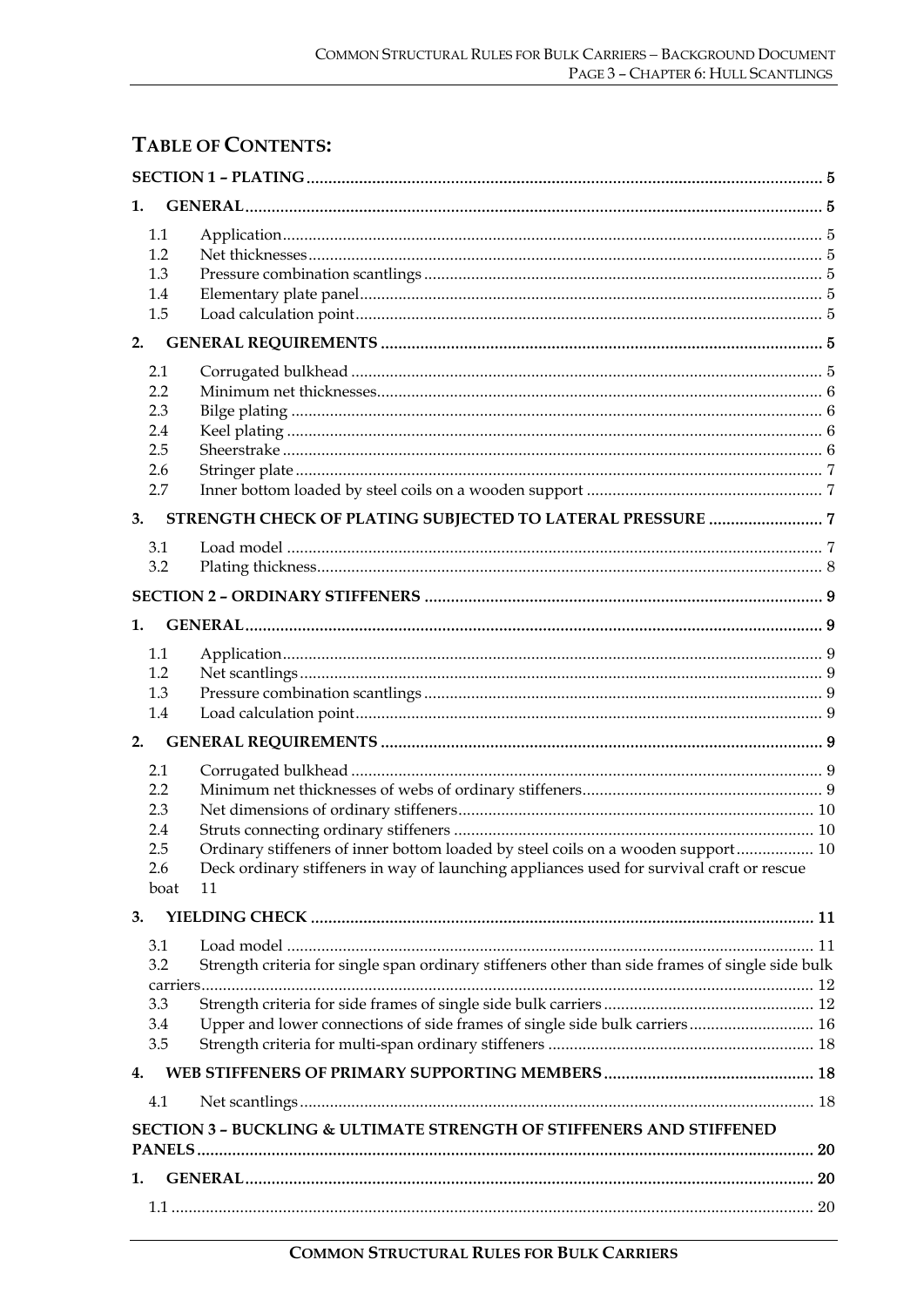# TABLE OF CONTENTS:

**SECTION 1 – PLATING** ..... 5

**1. GENERAL** ..... 5

- 1.1 Application ..... 5
- 1.2 Net thicknesses ..... 5
- 1.3 Pressure combination scantlings ..... 5
- 1.4 Elementary plate panel ..... 5
- 1.5 Load calculation point ..... 5

**2. GENERAL REQUIREMENTS** ..... 5

- 2.1 Corrugated bulkhead ..... 5
- 2.2 Minimum net thicknesses ..... 6
- 2.3 Bilge plating ..... 6
- 2.4 Keel plating ..... 6
- 2.5 Sheerstrake ..... 6
- 2.6 Stringer plate ..... 7
- 2.7 Inner bottom loaded by steel coils on a wooden support ..... 7

**3. STRENGTH CHECK OF PLATING SUBJECTED TO LATERAL PRESSURE** ..... 7

- 3.1 Load model ..... 7
- 3.2 Plating thickness ..... 8

**SECTION 2 – ORDINARY STIFFENERS** ..... 9

**1. GENERAL** ..... 9

- 1.1 Application ..... 9
- 1.2 Net scantlings ..... 9
- 1.3 Pressure combination scantlings ..... 9
- 1.4 Load calculation point ..... 9

**2. GENERAL REQUIREMENTS** ..... 9

- 2.1 Corrugated bulkhead ..... 9
- 2.2 Minimum net thicknesses of webs of ordinary stiffeners ..... 9
- 2.3 Net dimensions of ordinary stiffeners ..... 10
- 2.4 Struts connecting ordinary stiffeners ..... 10
- 2.5 Ordinary stiffeners of inner bottom loaded by steel coils on a wooden support ..... 10
- 2.6 Deck ordinary stiffeners in way of launching appliances used for survival craft or rescue boat ..... 11

**3. YIELDING CHECK** ..... 11

- 3.1 Load model ..... 11
- 3.2 Strength criteria for single span ordinary stiffeners other than side frames of single side bulk carriers ..... 12
- 3.3 Strength criteria for side frames of single side bulk carriers ..... 12
- 3.4 Upper and lower connections of side frames of single side bulk carriers ..... 16
- 3.5 Strength criteria for multi-span ordinary stiffeners ..... 18

**4. WEB STIFFENERS OF PRIMARY SUPPORTING MEMBERS** ..... 18

- 4.1 Net scantlings ..... 18

**SECTION 3 – BUCKLING & ULTIMATE STRENGTH OF STIFFENERS AND STIFFENED PANELS** ..... 20

**1. GENERAL** ..... 20

- 1.1 ..... 20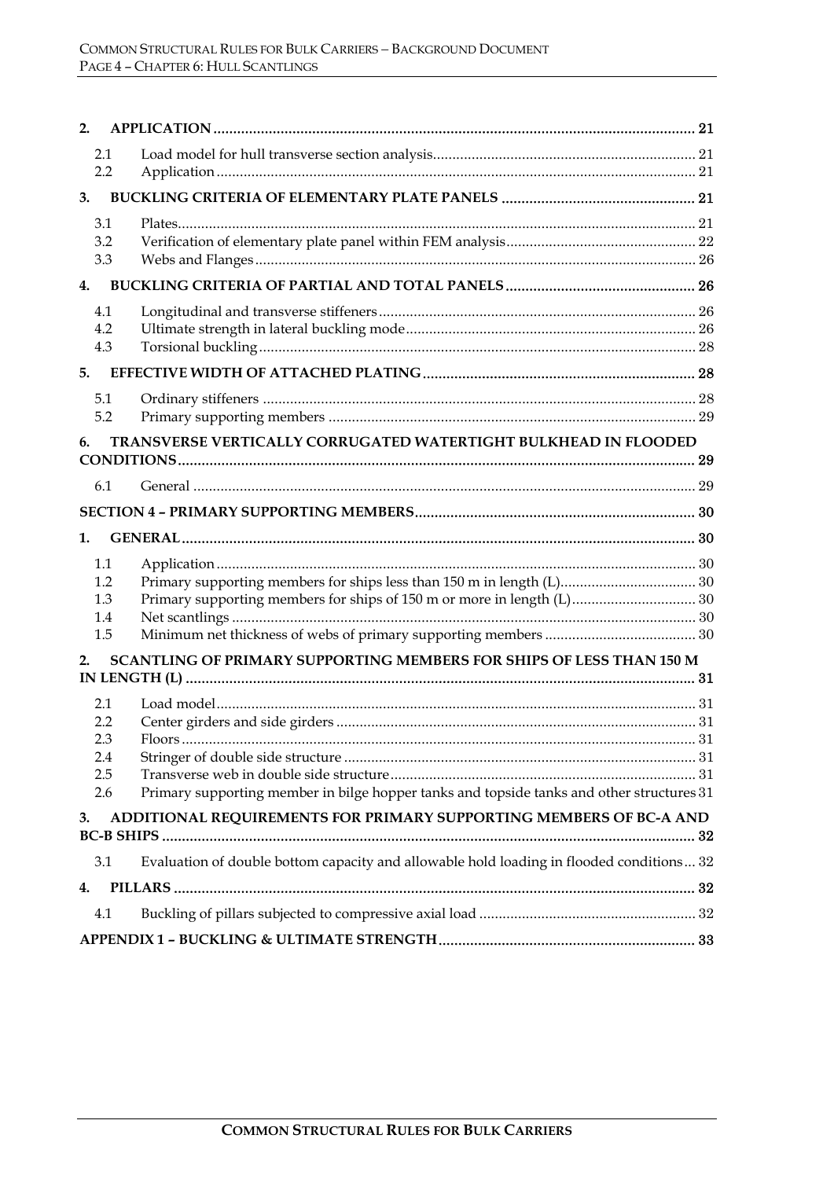**2. APPLICATION** ........ 21

- 2.1 Load model for hull transverse section analysis ........ 21
- 2.2 Application ........ 21

**3. BUCKLING CRITERIA OF ELEMENTARY PLATE PANELS** ........ 21

- 3.1 Plates ........ 21
- 3.2 Verification of elementary plate panel within FEM analysis ........ 22
- 3.3 Webs and Flanges ........ 26

**4. BUCKLING CRITERIA OF PARTIAL AND TOTAL PANELS** ........ 26

- 4.1 Longitudinal and transverse stiffeners ........ 26
- 4.2 Ultimate strength in lateral buckling mode ........ 26
- 4.3 Torsional buckling ........ 28

**5. EFFECTIVE WIDTH OF ATTACHED PLATING** ........ 28

- 5.1 Ordinary stiffeners ........ 28
- 5.2 Primary supporting members ........ 29

**6. TRANSVERSE VERTICALLY CORRUGATED WATERTIGHT BULKHEAD IN FLOODED CONDITIONS** ........ 29

- 6.1 General ........ 29

**SECTION 4 – PRIMARY SUPPORTING MEMBERS** ........ 30

**1. GENERAL** ........ 30

- 1.1 Application ........ 30
- 1.2 Primary supporting members for ships less than 150 m in length (L) ........ 30
- 1.3 Primary supporting members for ships of 150 m or more in length (L) ........ 30
- 1.4 Net scantlings ........ 30
- 1.5 Minimum net thickness of webs of primary supporting members ........ 30

**2. SCANTLING OF PRIMARY SUPPORTING MEMBERS FOR SHIPS OF LESS THAN 150 M IN LENGTH (L)** ........ 31

- 2.1 Load model ........ 31
- 2.2 Center girders and side girders ........ 31
- 2.3 Floors ........ 31
- 2.4 Stringer of double side structure ........ 31
- 2.5 Transverse web in double side structure ........ 31
- 2.6 Primary supporting member in bilge hopper tanks and topside tanks and other structures 31

**3. ADDITIONAL REQUIREMENTS FOR PRIMARY SUPPORTING MEMBERS OF BC-A AND BC-B SHIPS** ........ 32

- 3.1 Evaluation of double bottom capacity and allowable hold loading in flooded conditions ... 32

**4. PILLARS** ........ 32

- 4.1 Buckling of pillars subjected to compressive axial load ........ 32

**APPENDIX 1 – BUCKLING & ULTIMATE STRENGTH** ........ 33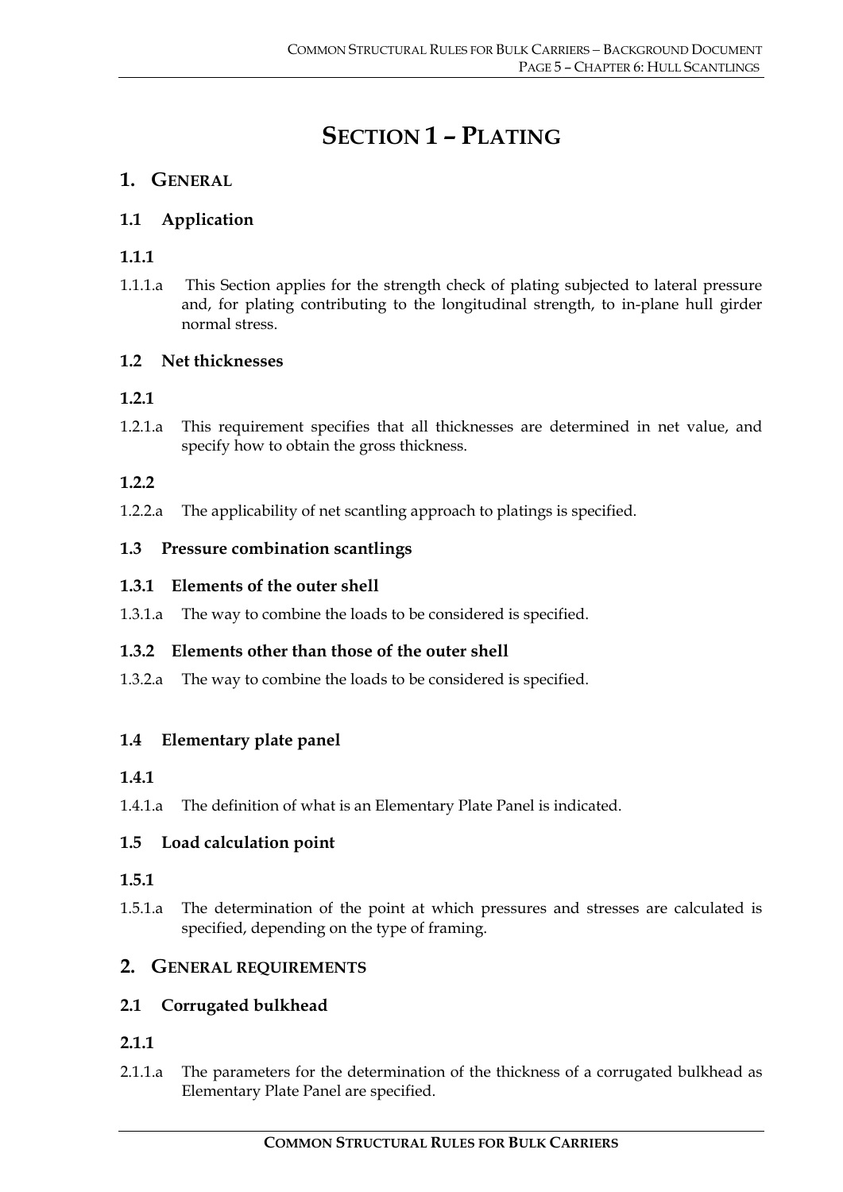# SECTION 1 – PLATING

## 1. GENERAL

### 1.1 Application

#### 1.1.1

1.1.1.a This Section applies for the strength check of plating subjected to lateral pressure and, for plating contributing to the longitudinal strength, to in-plane hull girder normal stress.

### 1.2 Net thicknesses

#### 1.2.1

1.2.1.a This requirement specifies that all thicknesses are determined in net value, and specify how to obtain the gross thickness.

#### 1.2.2

1.2.2.a The applicability of net scantling approach to platings is specified.

### 1.3 Pressure combination scantlings

#### 1.3.1 Elements of the outer shell

1.3.1.a The way to combine the loads to be considered is specified.

#### 1.3.2 Elements other than those of the outer shell

1.3.2.a The way to combine the loads to be considered is specified.

### 1.4 Elementary plate panel

#### 1.4.1

1.4.1.a The definition of what is an Elementary Plate Panel is indicated.

### 1.5 Load calculation point

#### 1.5.1

1.5.1.a The determination of the point at which pressures and stresses are calculated is specified, depending on the type of framing.

## 2. GENERAL REQUIREMENTS

### 2.1 Corrugated bulkhead

#### 2.1.1

2.1.1.a The parameters for the determination of the thickness of a corrugated bulkhead as Elementary Plate Panel are specified.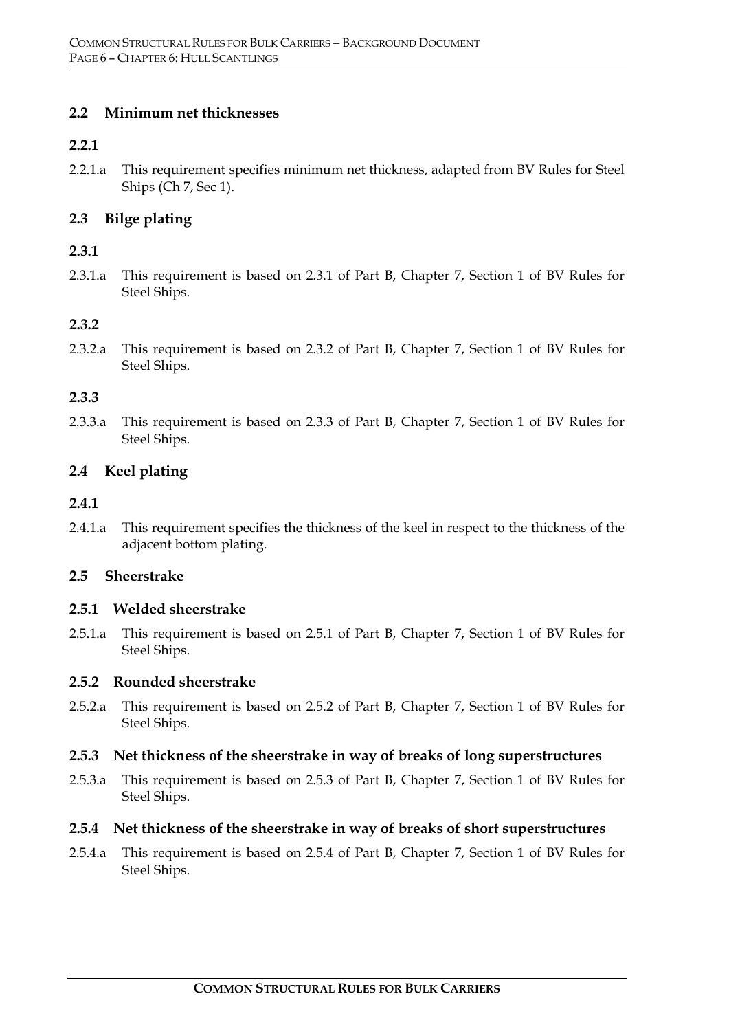## 2.2 Minimum net thicknesses

### 2.2.1

2.2.1.a This requirement specifies minimum net thickness, adapted from BV Rules for Steel Ships (Ch 7, Sec 1).

## 2.3 Bilge plating

### 2.3.1

2.3.1.a This requirement is based on 2.3.1 of Part B, Chapter 7, Section 1 of BV Rules for Steel Ships.

### 2.3.2

2.3.2.a This requirement is based on 2.3.2 of Part B, Chapter 7, Section 1 of BV Rules for Steel Ships.

### 2.3.3

2.3.3.a This requirement is based on 2.3.3 of Part B, Chapter 7, Section 1 of BV Rules for Steel Ships.

## 2.4 Keel plating

### 2.4.1

2.4.1.a This requirement specifies the thickness of the keel in respect to the thickness of the adjacent bottom plating.

## 2.5 Sheerstrake

### 2.5.1 Welded sheerstrake

2.5.1.a This requirement is based on 2.5.1 of Part B, Chapter 7, Section 1 of BV Rules for Steel Ships.

### 2.5.2 Rounded sheerstrake

2.5.2.a This requirement is based on 2.5.2 of Part B, Chapter 7, Section 1 of BV Rules for Steel Ships.

### 2.5.3 Net thickness of the sheerstrake in way of breaks of long superstructures

2.5.3.a This requirement is based on 2.5.3 of Part B, Chapter 7, Section 1 of BV Rules for Steel Ships.

### 2.5.4 Net thickness of the sheerstrake in way of breaks of short superstructures

2.5.4.a This requirement is based on 2.5.4 of Part B, Chapter 7, Section 1 of BV Rules for Steel Ships.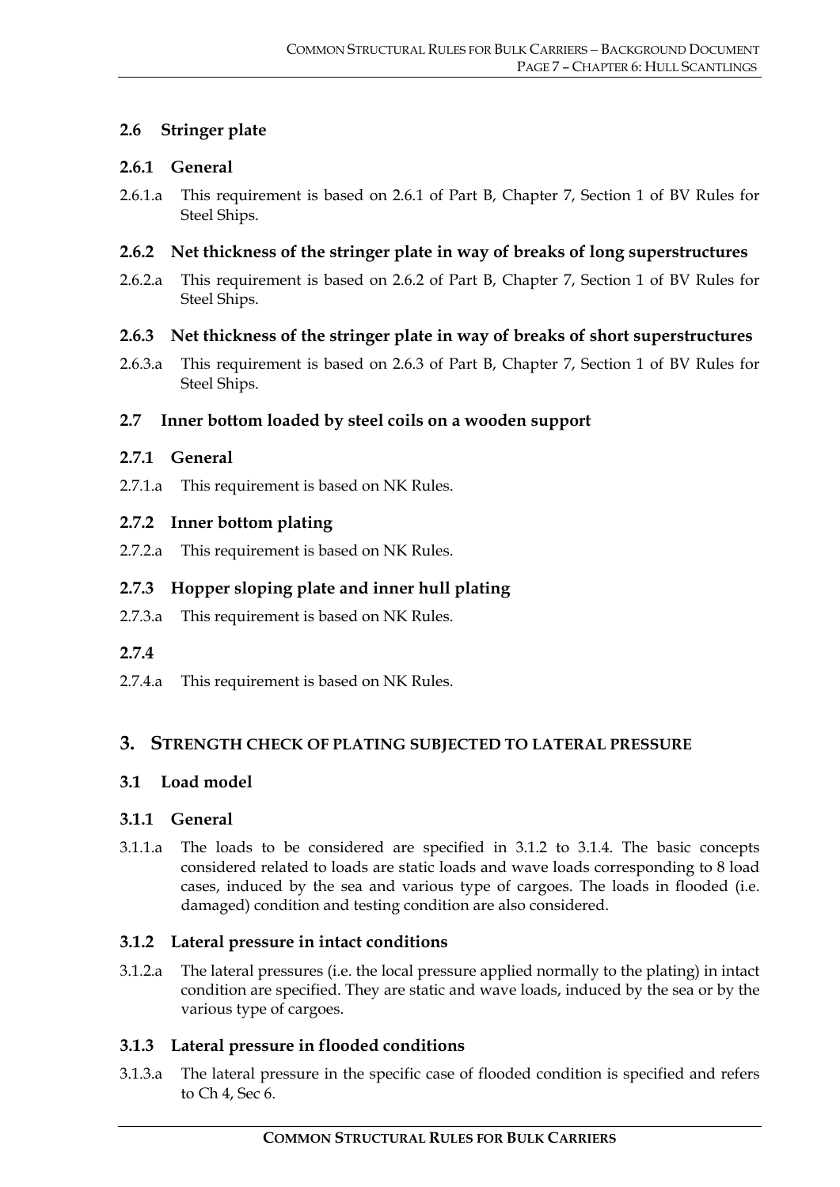## 2.6 Stringer plate

### 2.6.1 General

2.6.1.a This requirement is based on 2.6.1 of Part B, Chapter 7, Section 1 of BV Rules for Steel Ships.

### 2.6.2 Net thickness of the stringer plate in way of breaks of long superstructures

2.6.2.a This requirement is based on 2.6.2 of Part B, Chapter 7, Section 1 of BV Rules for Steel Ships.

### 2.6.3 Net thickness of the stringer plate in way of breaks of short superstructures

2.6.3.a This requirement is based on 2.6.3 of Part B, Chapter 7, Section 1 of BV Rules for Steel Ships.

## 2.7 Inner bottom loaded by steel coils on a wooden support

### 2.7.1 General

2.7.1.a This requirement is based on NK Rules.

### 2.7.2 Inner bottom plating

2.7.2.a This requirement is based on NK Rules.

### 2.7.3 Hopper sloping plate and inner hull plating

2.7.3.a This requirement is based on NK Rules.

### 2.7.4

2.7.4.a This requirement is based on NK Rules.

# 3. STRENGTH CHECK OF PLATING SUBJECTED TO LATERAL PRESSURE

## 3.1 Load model

### 3.1.1 General

3.1.1.a The loads to be considered are specified in 3.1.2 to 3.1.4. The basic concepts considered related to loads are static loads and wave loads corresponding to 8 load cases, induced by the sea and various type of cargoes. The loads in flooded (i.e. damaged) condition and testing condition are also considered.

### 3.1.2 Lateral pressure in intact conditions

3.1.2.a The lateral pressures (i.e. the local pressure applied normally to the plating) in intact condition are specified. They are static and wave loads, induced by the sea or by the various type of cargoes.

### 3.1.3 Lateral pressure in flooded conditions

3.1.3.a The lateral pressure in the specific case of flooded condition is specified and refers to Ch 4, Sec 6.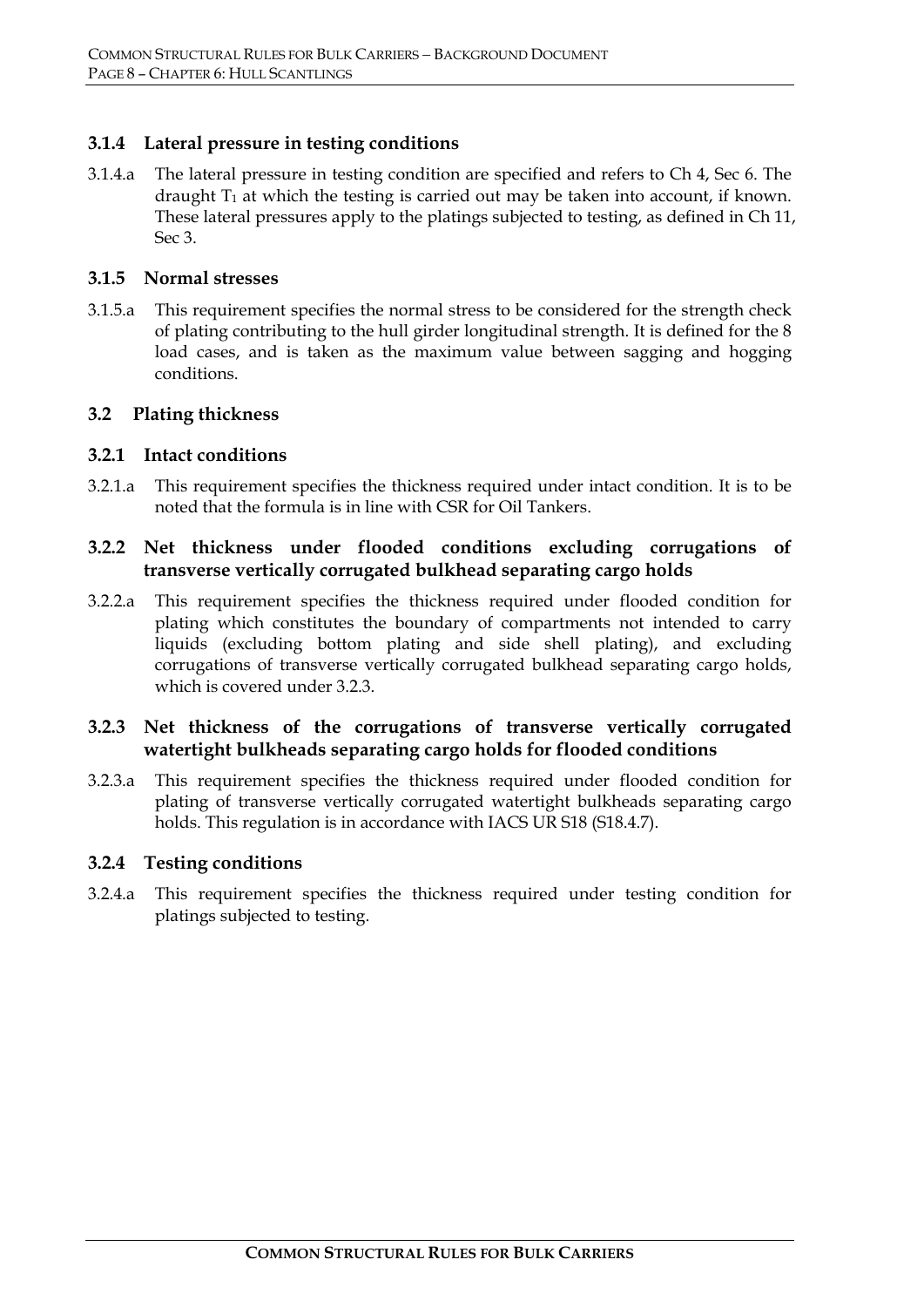### 3.1.4 Lateral pressure in testing conditions

3.1.4.a The lateral pressure in testing condition are specified and refers to Ch 4, Sec 6. The draught $T_1$ at which the testing is carried out may be taken into account, if known. These lateral pressures apply to the platings subjected to testing, as defined in Ch 11, Sec 3.

### 3.1.5 Normal stresses

3.1.5.a This requirement specifies the normal stress to be considered for the strength check of plating contributing to the hull girder longitudinal strength. It is defined for the 8 load cases, and is taken as the maximum value between sagging and hogging conditions.

## 3.2 Plating thickness

### 3.2.1 Intact conditions

3.2.1.a This requirement specifies the thickness required under intact condition. It is to be noted that the formula is in line with CSR for Oil Tankers.

### 3.2.2 Net thickness under flooded conditions excluding corrugations of transverse vertically corrugated bulkhead separating cargo holds

3.2.2.a This requirement specifies the thickness required under flooded condition for plating which constitutes the boundary of compartments not intended to carry liquids (excluding bottom plating and side shell plating), and excluding corrugations of transverse vertically corrugated bulkhead separating cargo holds, which is covered under 3.2.3.

### 3.2.3 Net thickness of the corrugations of transverse vertically corrugated watertight bulkheads separating cargo holds for flooded conditions

3.2.3.a This requirement specifies the thickness required under flooded condition for plating of transverse vertically corrugated watertight bulkheads separating cargo holds. This regulation is in accordance with IACS UR S18 (S18.4.7).

### 3.2.4 Testing conditions

3.2.4.a This requirement specifies the thickness required under testing condition for platings subjected to testing.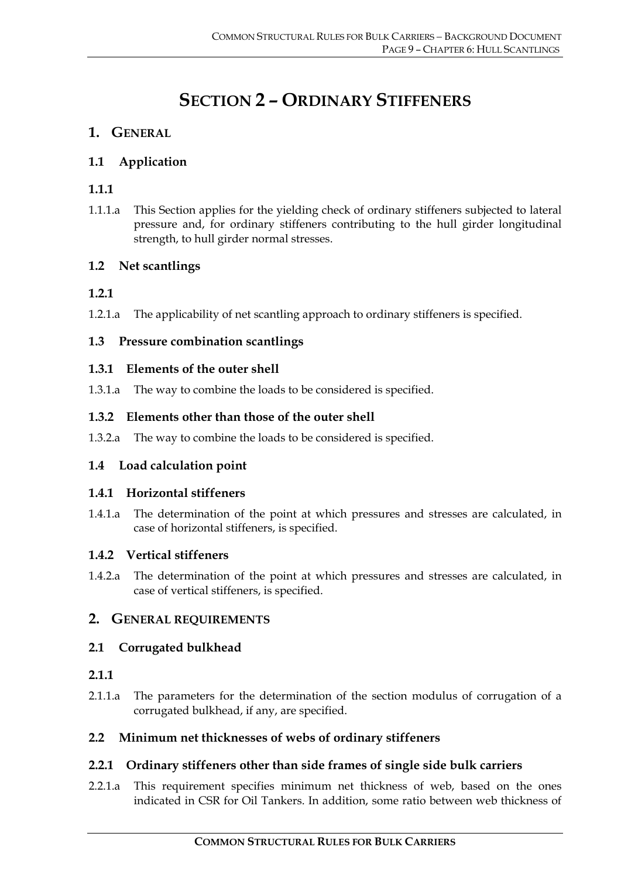# SECTION 2 – ORDINARY STIFFENERS

## 1. GENERAL

### 1.1 Application

#### 1.1.1

1.1.1.a This Section applies for the yielding check of ordinary stiffeners subjected to lateral pressure and, for ordinary stiffeners contributing to the hull girder longitudinal strength, to hull girder normal stresses.

### 1.2 Net scantlings

#### 1.2.1

1.2.1.a The applicability of net scantling approach to ordinary stiffeners is specified.

### 1.3 Pressure combination scantlings

#### 1.3.1 Elements of the outer shell

1.3.1.a The way to combine the loads to be considered is specified.

#### 1.3.2 Elements other than those of the outer shell

1.3.2.a The way to combine the loads to be considered is specified.

### 1.4 Load calculation point

#### 1.4.1 Horizontal stiffeners

1.4.1.a The determination of the point at which pressures and stresses are calculated, in case of horizontal stiffeners, is specified.

#### 1.4.2 Vertical stiffeners

1.4.2.a The determination of the point at which pressures and stresses are calculated, in case of vertical stiffeners, is specified.

## 2. GENERAL REQUIREMENTS

### 2.1 Corrugated bulkhead

#### 2.1.1

2.1.1.a The parameters for the determination of the section modulus of corrugation of a corrugated bulkhead, if any, are specified.

### 2.2 Minimum net thicknesses of webs of ordinary stiffeners

#### 2.2.1 Ordinary stiffeners other than side frames of single side bulk carriers

2.2.1.a This requirement specifies minimum net thickness of web, based on the ones indicated in CSR for Oil Tankers. In addition, some ratio between web thickness of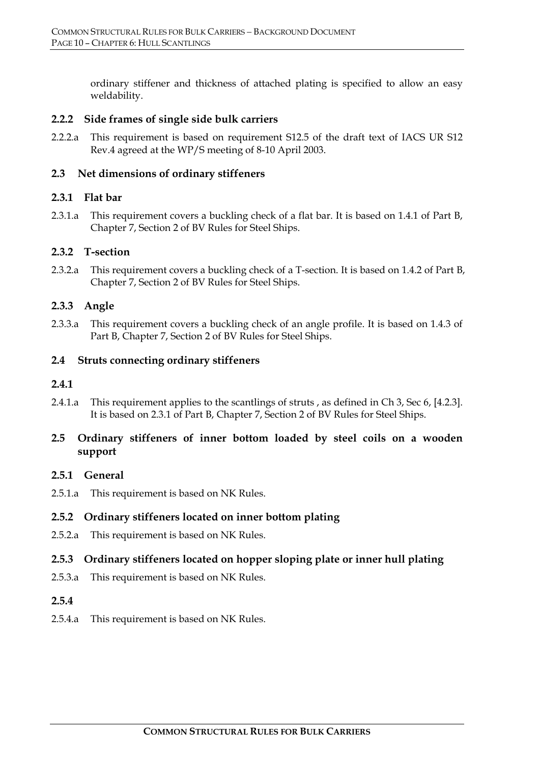ordinary stiffener and thickness of attached plating is specified to allow an easy weldability.

### 2.2.2 Side frames of single side bulk carriers

2.2.2.a This requirement is based on requirement S12.5 of the draft text of IACS UR S12 Rev.4 agreed at the WP/S meeting of 8-10 April 2003.

## 2.3 Net dimensions of ordinary stiffeners

### 2.3.1 Flat bar

2.3.1.a This requirement covers a buckling check of a flat bar. It is based on 1.4.1 of Part B, Chapter 7, Section 2 of BV Rules for Steel Ships.

### 2.3.2 T-section

2.3.2.a This requirement covers a buckling check of a T-section. It is based on 1.4.2 of Part B, Chapter 7, Section 2 of BV Rules for Steel Ships.

### 2.3.3 Angle

2.3.3.a This requirement covers a buckling check of an angle profile. It is based on 1.4.3 of Part B, Chapter 7, Section 2 of BV Rules for Steel Ships.

## 2.4 Struts connecting ordinary stiffeners

### 2.4.1

2.4.1.a This requirement applies to the scantlings of struts , as defined in Ch 3, Sec 6, [4.2.3]. It is based on 2.3.1 of Part B, Chapter 7, Section 2 of BV Rules for Steel Ships.

## 2.5 Ordinary stiffeners of inner bottom loaded by steel coils on a wooden support

### 2.5.1 General

2.5.1.a This requirement is based on NK Rules.

### 2.5.2 Ordinary stiffeners located on inner bottom plating

2.5.2.a This requirement is based on NK Rules.

### 2.5.3 Ordinary stiffeners located on hopper sloping plate or inner hull plating

2.5.3.a This requirement is based on NK Rules.

### 2.5.4

2.5.4.a This requirement is based on NK Rules.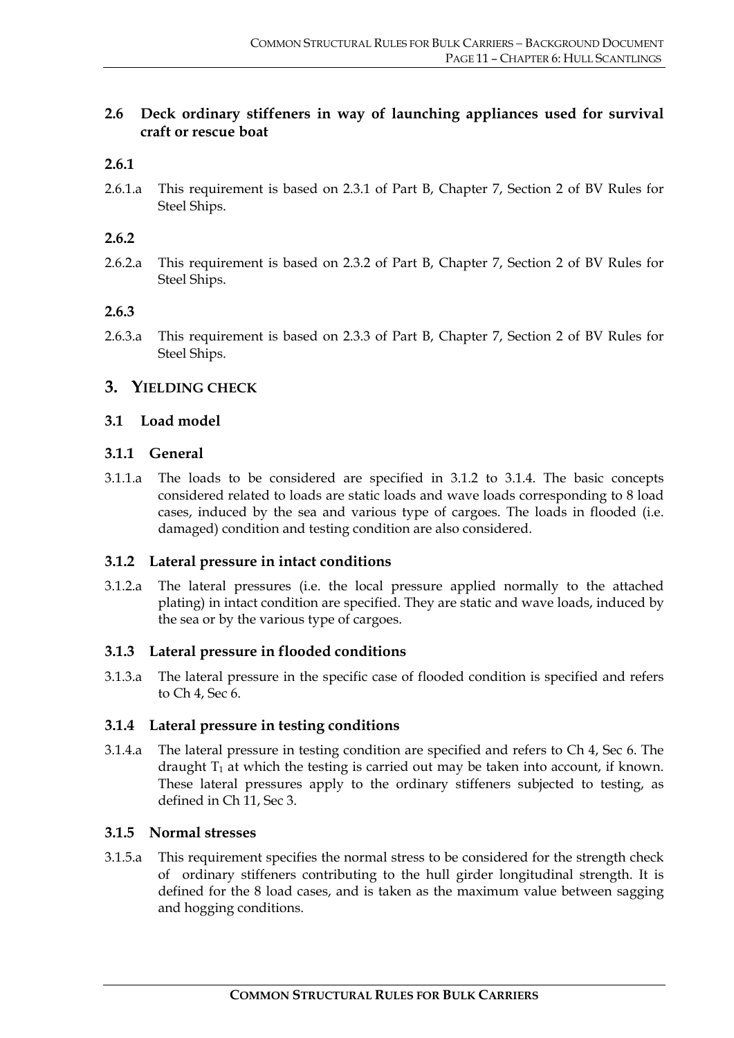### 2.6 Deck ordinary stiffeners in way of launching appliances used for survival craft or rescue boat

#### 2.6.1

2.6.1.a This requirement is based on 2.3.1 of Part B, Chapter 7, Section 2 of BV Rules for Steel Ships.

#### 2.6.2

2.6.2.a This requirement is based on 2.3.2 of Part B, Chapter 7, Section 2 of BV Rules for Steel Ships.

#### 2.6.3

2.6.3.a This requirement is based on 2.3.3 of Part B, Chapter 7, Section 2 of BV Rules for Steel Ships.

## 3. YIELDING CHECK

### 3.1 Load model

#### 3.1.1 General

3.1.1.a The loads to be considered are specified in 3.1.2 to 3.1.4. The basic concepts considered related to loads are static loads and wave loads corresponding to 8 load cases, induced by the sea and various type of cargoes. The loads in flooded (i.e. damaged) condition and testing condition are also considered.

#### 3.1.2 Lateral pressure in intact conditions

3.1.2.a The lateral pressures (i.e. the local pressure applied normally to the attached plating) in intact condition are specified. They are static and wave loads, induced by the sea or by the various type of cargoes.

#### 3.1.3 Lateral pressure in flooded conditions

3.1.3.a The lateral pressure in the specific case of flooded condition is specified and refers to Ch 4, Sec 6.

#### 3.1.4 Lateral pressure in testing conditions

3.1.4.a The lateral pressure in testing condition are specified and refers to Ch 4, Sec 6. The draught $T_1$ at which the testing is carried out may be taken into account, if known. These lateral pressures apply to the ordinary stiffeners subjected to testing, as defined in Ch 11, Sec 3.

#### 3.1.5 Normal stresses

3.1.5.a This requirement specifies the normal stress to be considered for the strength check of ordinary stiffeners contributing to the hull girder longitudinal strength. It is defined for the 8 load cases, and is taken as the maximum value between sagging and hogging conditions.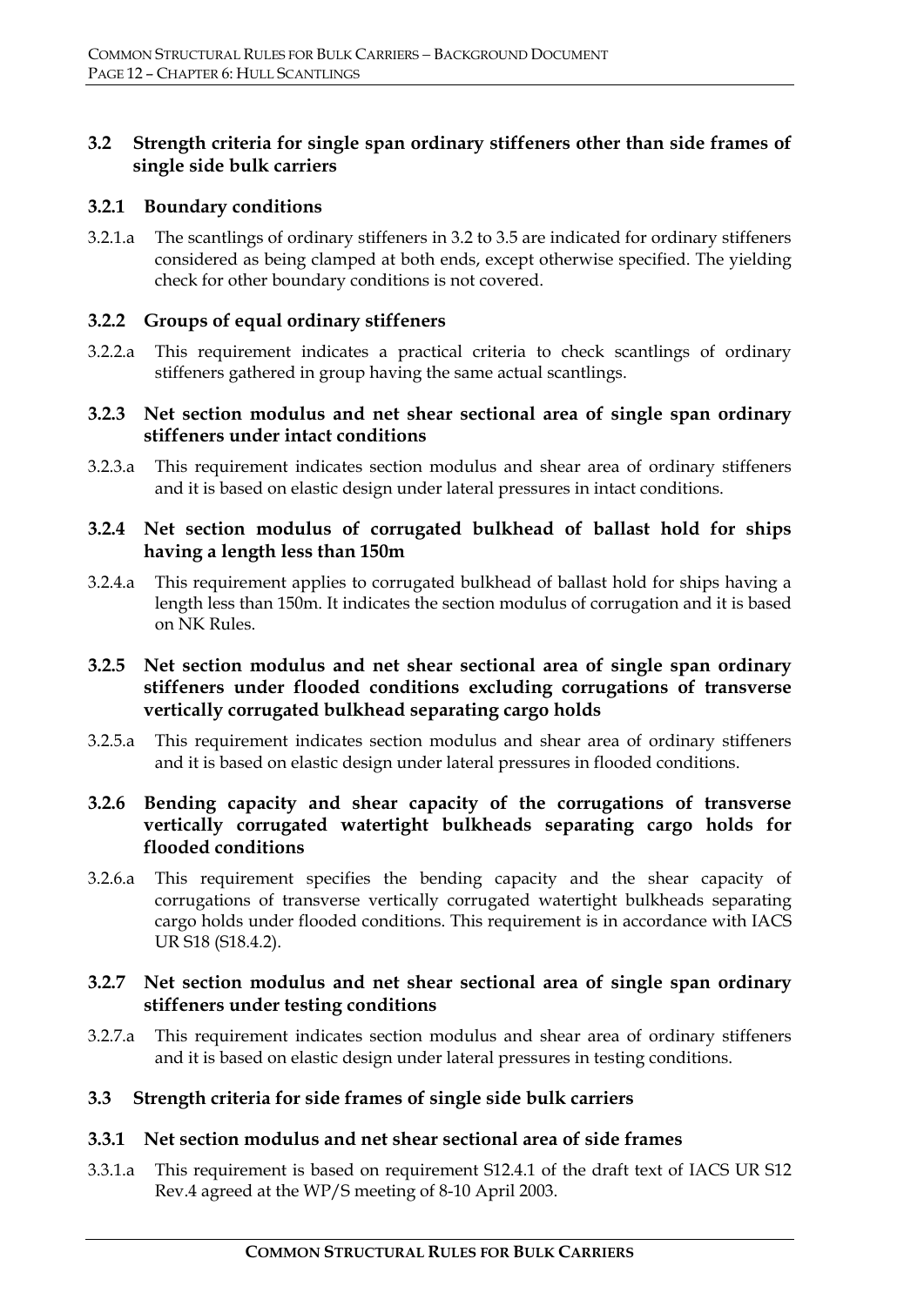## 3.2 Strength criteria for single span ordinary stiffeners other than side frames of single side bulk carriers

### 3.2.1 Boundary conditions

3.2.1.a The scantlings of ordinary stiffeners in 3.2 to 3.5 are indicated for ordinary stiffeners considered as being clamped at both ends, except otherwise specified. The yielding check for other boundary conditions is not covered.

### 3.2.2 Groups of equal ordinary stiffeners

3.2.2.a This requirement indicates a practical criteria to check scantlings of ordinary stiffeners gathered in group having the same actual scantlings.

### 3.2.3 Net section modulus and net shear sectional area of single span ordinary stiffeners under intact conditions

3.2.3.a This requirement indicates section modulus and shear area of ordinary stiffeners and it is based on elastic design under lateral pressures in intact conditions.

### 3.2.4 Net section modulus of corrugated bulkhead of ballast hold for ships having a length less than 150m

3.2.4.a This requirement applies to corrugated bulkhead of ballast hold for ships having a length less than 150m. It indicates the section modulus of corrugation and it is based on NK Rules.

### 3.2.5 Net section modulus and net shear sectional area of single span ordinary stiffeners under flooded conditions excluding corrugations of transverse vertically corrugated bulkhead separating cargo holds

3.2.5.a This requirement indicates section modulus and shear area of ordinary stiffeners and it is based on elastic design under lateral pressures in flooded conditions.

### 3.2.6 Bending capacity and shear capacity of the corrugations of transverse vertically corrugated watertight bulkheads separating cargo holds for flooded conditions

3.2.6.a This requirement specifies the bending capacity and the shear capacity of corrugations of transverse vertically corrugated watertight bulkheads separating cargo holds under flooded conditions. This requirement is in accordance with IACS UR S18 (S18.4.2).

### 3.2.7 Net section modulus and net shear sectional area of single span ordinary stiffeners under testing conditions

3.2.7.a This requirement indicates section modulus and shear area of ordinary stiffeners and it is based on elastic design under lateral pressures in testing conditions.

## 3.3 Strength criteria for side frames of single side bulk carriers

### 3.3.1 Net section modulus and net shear sectional area of side frames

3.3.1.a This requirement is based on requirement S12.4.1 of the draft text of IACS UR S12 Rev.4 agreed at the WP/S meeting of 8-10 April 2003.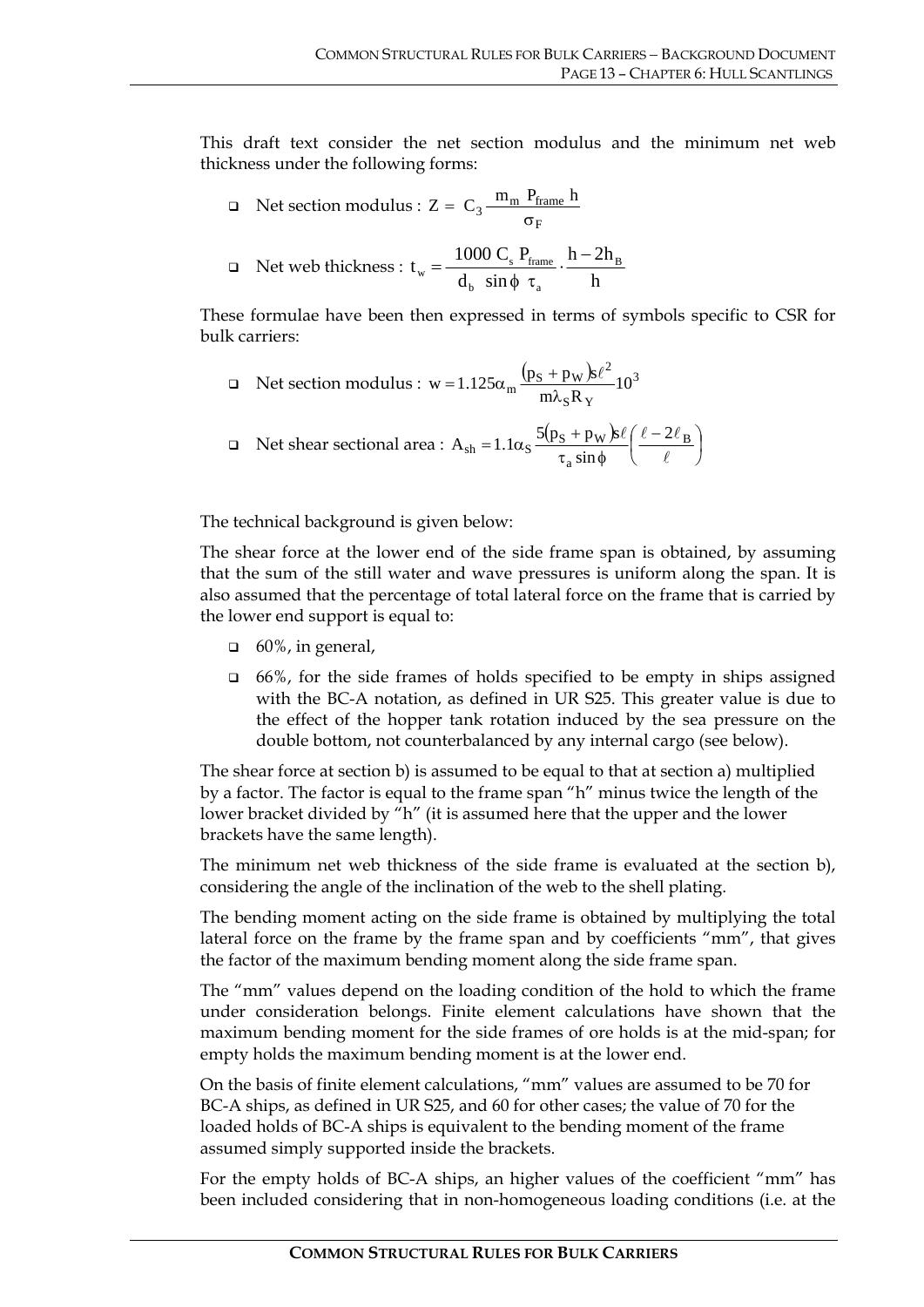This draft text consider the net section modulus and the minimum net web thickness under the following forms:

- Net section modulus : $Z = C_3 \dfrac{m_m \ P_{frame} \ h}{\sigma_F}$
- Net web thickness : $t_w = \dfrac{1000 \ C_s \ P_{frame}}{d_b \ \sin\phi \ \tau_a} \cdot \dfrac{h - 2h_B}{h}$

These formulae have been then expressed in terms of symbols specific to CSR for bulk carriers:

- Net section modulus : $w = 1.125\alpha_m \dfrac{(p_S + p_W)s\ell^2}{m\lambda_S R_Y} 10^3$
- Net shear sectional area : $A_{sh} = 1.1\alpha_S \dfrac{5(p_S + p_W)s\ell}{\tau_a \sin\phi}\left(\dfrac{\ell - 2\ell_B}{\ell}\right)$

The technical background is given below:

The shear force at the lower end of the side frame span is obtained, by assuming that the sum of the still water and wave pressures is uniform along the span. It is also assumed that the percentage of total lateral force on the frame that is carried by the lower end support is equal to:

- 60%, in general,
- 66%, for the side frames of holds specified to be empty in ships assigned with the BC-A notation, as defined in UR S25. This greater value is due to the effect of the hopper tank rotation induced by the sea pressure on the double bottom, not counterbalanced by any internal cargo (see below).

The shear force at section b) is assumed to be equal to that at section a) multiplied by a factor. The factor is equal to the frame span "h" minus twice the length of the lower bracket divided by "h" (it is assumed here that the upper and the lower brackets have the same length).

The minimum net web thickness of the side frame is evaluated at the section b), considering the angle of the inclination of the web to the shell plating.

The bending moment acting on the side frame is obtained by multiplying the total lateral force on the frame by the frame span and by coefficients "mm", that gives the factor of the maximum bending moment along the side frame span.

The "mm" values depend on the loading condition of the hold to which the frame under consideration belongs. Finite element calculations have shown that the maximum bending moment for the side frames of ore holds is at the mid-span; for empty holds the maximum bending moment is at the lower end.

On the basis of finite element calculations, "mm" values are assumed to be 70 for BC-A ships, as defined in UR S25, and 60 for other cases; the value of 70 for the loaded holds of BC-A ships is equivalent to the bending moment of the frame assumed simply supported inside the brackets.

For the empty holds of BC-A ships, an higher values of the coefficient "mm" has been included considering that in non-homogeneous loading conditions (i.e. at the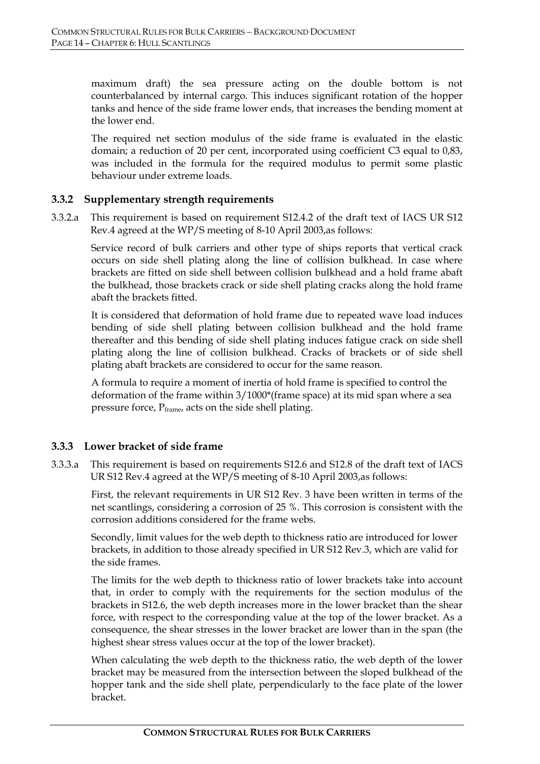maximum draft) the sea pressure acting on the double bottom is not counterbalanced by internal cargo. This induces significant rotation of the hopper tanks and hence of the side frame lower ends, that increases the bending moment at the lower end.

The required net section modulus of the side frame is evaluated in the elastic domain; a reduction of 20 per cent, incorporated using coefficient C3 equal to 0,83, was included in the formula for the required modulus to permit some plastic behaviour under extreme loads.

### 3.3.2 Supplementary strength requirements

3.3.2.a This requirement is based on requirement S12.4.2 of the draft text of IACS UR S12 Rev.4 agreed at the WP/S meeting of 8-10 April 2003,as follows:

Service record of bulk carriers and other type of ships reports that vertical crack occurs on side shell plating along the line of collision bulkhead. In case where brackets are fitted on side shell between collision bulkhead and a hold frame abaft the bulkhead, those brackets crack or side shell plating cracks along the hold frame abaft the brackets fitted.

It is considered that deformation of hold frame due to repeated wave load induces bending of side shell plating between collision bulkhead and the hold frame thereafter and this bending of side shell plating induces fatigue crack on side shell plating along the line of collision bulkhead. Cracks of brackets or of side shell plating abaft brackets are considered to occur for the same reason.

A formula to require a moment of inertia of hold frame is specified to control the deformation of the frame within 3/1000*(frame space) at its mid span where a sea pressure force, $P_{frame}$, acts on the side shell plating.

### 3.3.3 Lower bracket of side frame

3.3.3.a This requirement is based on requirements S12.6 and S12.8 of the draft text of IACS UR S12 Rev.4 agreed at the WP/S meeting of 8-10 April 2003,as follows:

First, the relevant requirements in UR S12 Rev. 3 have been written in terms of the net scantlings, considering a corrosion of 25 %. This corrosion is consistent with the corrosion additions considered for the frame webs.

Secondly, limit values for the web depth to thickness ratio are introduced for lower brackets, in addition to those already specified in UR S12 Rev.3, which are valid for the side frames.

The limits for the web depth to thickness ratio of lower brackets take into account that, in order to comply with the requirements for the section modulus of the brackets in S12.6, the web depth increases more in the lower bracket than the shear force, with respect to the corresponding value at the top of the lower bracket. As a consequence, the shear stresses in the lower bracket are lower than in the span (the highest shear stress values occur at the top of the lower bracket).

When calculating the web depth to the thickness ratio, the web depth of the lower bracket may be measured from the intersection between the sloped bulkhead of the hopper tank and the side shell plate, perpendicularly to the face plate of the lower bracket.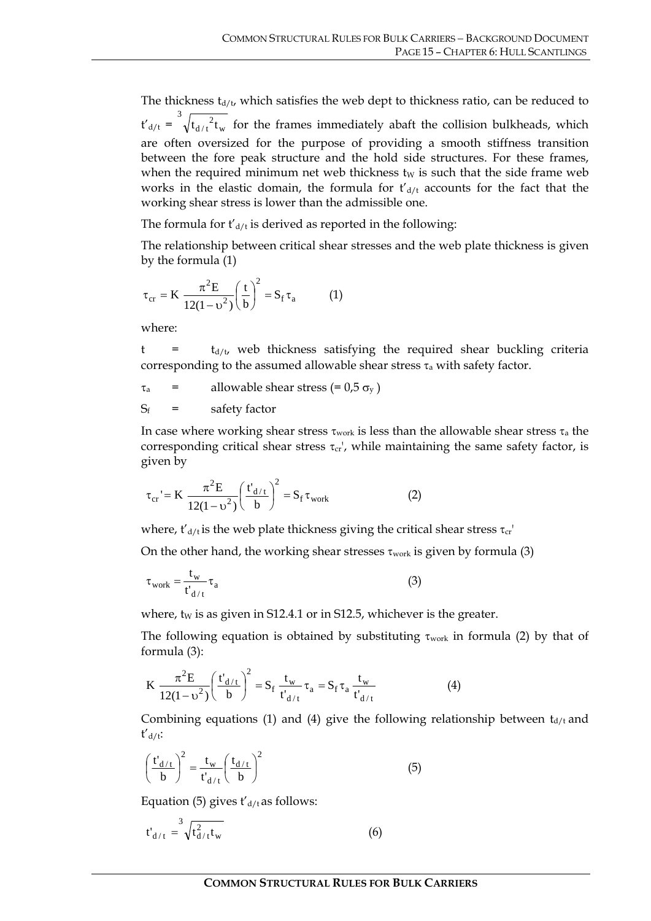The thickness $t_{d/t}$, which satisfies the web dept to thickness ratio, can be reduced to $t'_{d/t} = \sqrt[3]{t_{d/t}^{2} t_w}$ for the frames immediately abaft the collision bulkheads, which are often oversized for the purpose of providing a smooth stiffness transition between the fore peak structure and the hold side structures. For these frames, when the required minimum net web thickness $t_W$ is such that the side frame web works in the elastic domain, the formula for $t'_{d/t}$ accounts for the fact that the working shear stress is lower than the admissible one.

The formula for $t'_{d/t}$ is derived as reported in the following:

The relationship between critical shear stresses and the web plate thickness is given by the formula (1)

$$\tau_{cr} = K \frac{\pi^2 E}{12(1-\upsilon^2)} \left(\frac{t}{b}\right)^2 = S_f \tau_a \qquad (1)$$

where:

$t$ = $t_{d/t}$, web thickness satisfying the required shear buckling criteria corresponding to the assumed allowable shear stress $\tau_a$ with safety factor.

$\tau_a$ = allowable shear stress ($= 0{,}5\,\sigma_y$)

$S_f$ = safety factor

In case where working shear stress $\tau_{work}$ is less than the allowable shear stress $\tau_a$ the corresponding critical shear stress $\tau_{cr}'$, while maintaining the same safety factor, is given by

$$\tau_{cr}' = K \frac{\pi^2 E}{12(1-\upsilon^2)} \left(\frac{t'_{d/t}}{b}\right)^2 = S_f \tau_{work} \qquad (2)$$

where, $t'_{d/t}$ is the web plate thickness giving the critical shear stress $\tau_{cr}'$

On the other hand, the working shear stresses $\tau_{work}$ is given by formula (3)

$$\tau_{work} = \frac{t_w}{t'_{d/t}} \tau_a \qquad (3)$$

where, $t_W$ is as given in S12.4.1 or in S12.5, whichever is the greater.

The following equation is obtained by substituting $\tau_{work}$ in formula (2) by that of formula (3):

$$K \frac{\pi^2 E}{12(1-\upsilon^2)} \left(\frac{t'_{d/t}}{b}\right)^2 = S_f \frac{t_w}{t'_{d/t}} \tau_a = S_f \tau_a \frac{t_w}{t'_{d/t}} \qquad (4)$$

Combining equations (1) and (4) give the following relationship between $t_{d/t}$ and $t'_{d/t}$:

$$\left(\frac{t'_{d/t}}{b}\right)^2 = \frac{t_w}{t'_{d/t}} \left(\frac{t_{d/t}}{b}\right)^2 \qquad (5)$$

Equation (5) gives $t'_{d/t}$ as follows:

$$t'_{d/t} = \sqrt[3]{t_{d/t}^{2} t_w} \qquad (6)$$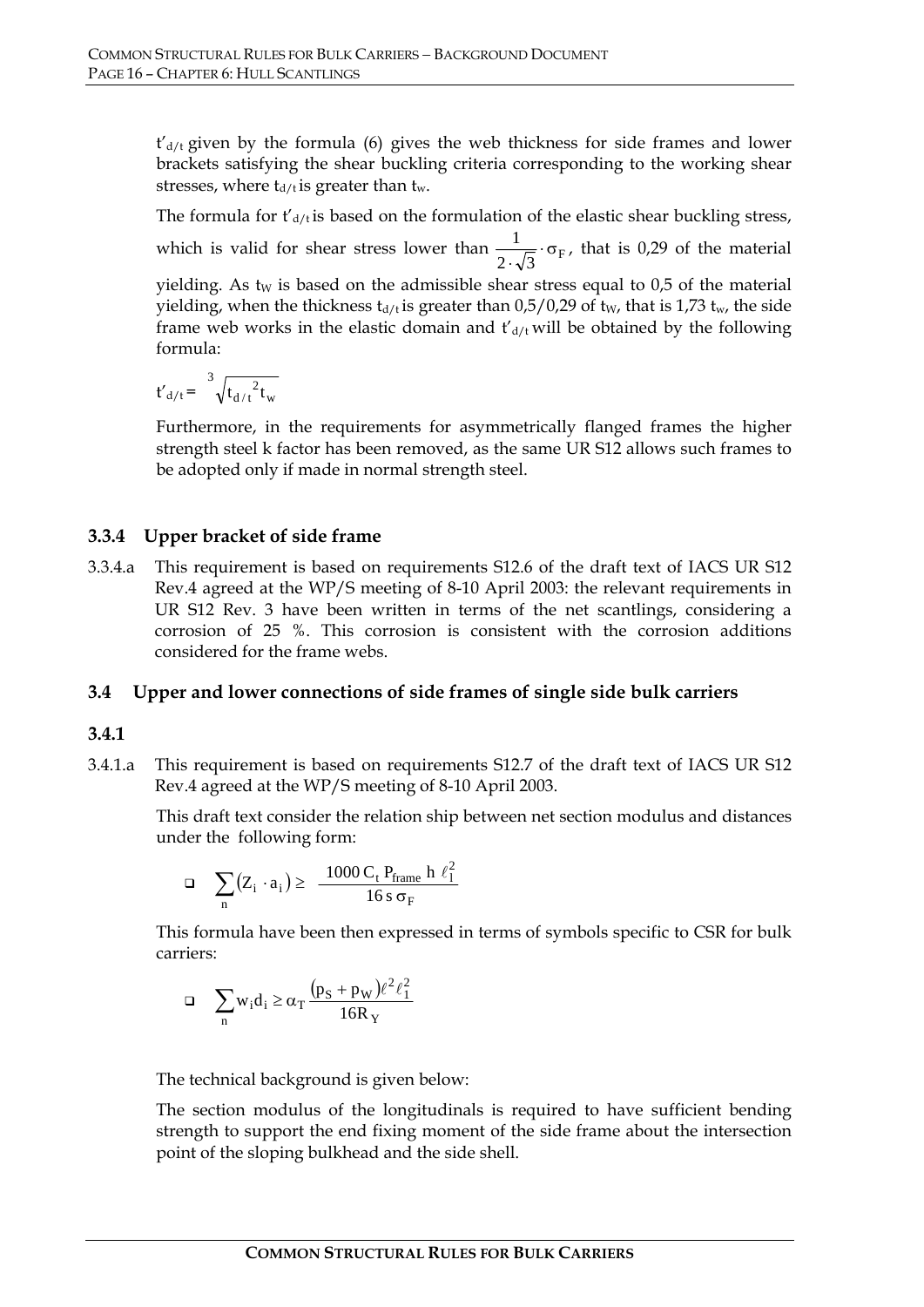$t'_{d/t}$ given by the formula (6) gives the web thickness for side frames and lower brackets satisfying the shear buckling criteria corresponding to the working shear stresses, where $t_{d/t}$ is greater than $t_w$.

The formula for $t'_{d/t}$ is based on the formulation of the elastic shear buckling stress, which is valid for shear stress lower than $\frac{1}{2 \cdot \sqrt{3}} \cdot \sigma_F$, that is 0,29 of the material yielding. As $t_W$ is based on the admissible shear stress equal to 0,5 of the material yielding, when the thickness $t_{d/t}$ is greater than 0,5/0,29 of $t_W$, that is 1,73 $t_w$, the side frame web works in the elastic domain and $t'_{d/t}$ will be obtained by the following formula:

$$t'_{d/t} = \sqrt[3]{t_{d/t}^{\,2} t_w}$$

Furthermore, in the requirements for asymmetrically flanged frames the higher strength steel k factor has been removed, as the same UR S12 allows such frames to be adopted only if made in normal strength steel.

### 3.3.4 Upper bracket of side frame

3.3.4.a This requirement is based on requirements S12.6 of the draft text of IACS UR S12 Rev.4 agreed at the WP/S meeting of 8-10 April 2003: the relevant requirements in UR S12 Rev. 3 have been written in terms of the net scantlings, considering a corrosion of 25 %. This corrosion is consistent with the corrosion additions considered for the frame webs.

## 3.4 Upper and lower connections of side frames of single side bulk carriers

### 3.4.1

3.4.1.a This requirement is based on requirements S12.7 of the draft text of IACS UR S12 Rev.4 agreed at the WP/S meeting of 8-10 April 2003.

This draft text consider the relation ship between net section modulus and distances under the following form:

- $$\sum_{n} \left( Z_i \cdot a_i \right) \geq \frac{1000\, C_t\, P_{frame}\; h\; \ell_1^2}{16\, s\, \sigma_F}$$

This formula have been then expressed in terms of symbols specific to CSR for bulk carriers:

- $$\sum_{n} w_i d_i \geq \alpha_T \frac{\left(p_S + p_W\right) \ell^2 \ell_1^2}{16 R_Y}$$

The technical background is given below:

The section modulus of the longitudinals is required to have sufficient bending strength to support the end fixing moment of the side frame about the intersection point of the sloping bulkhead and the side shell.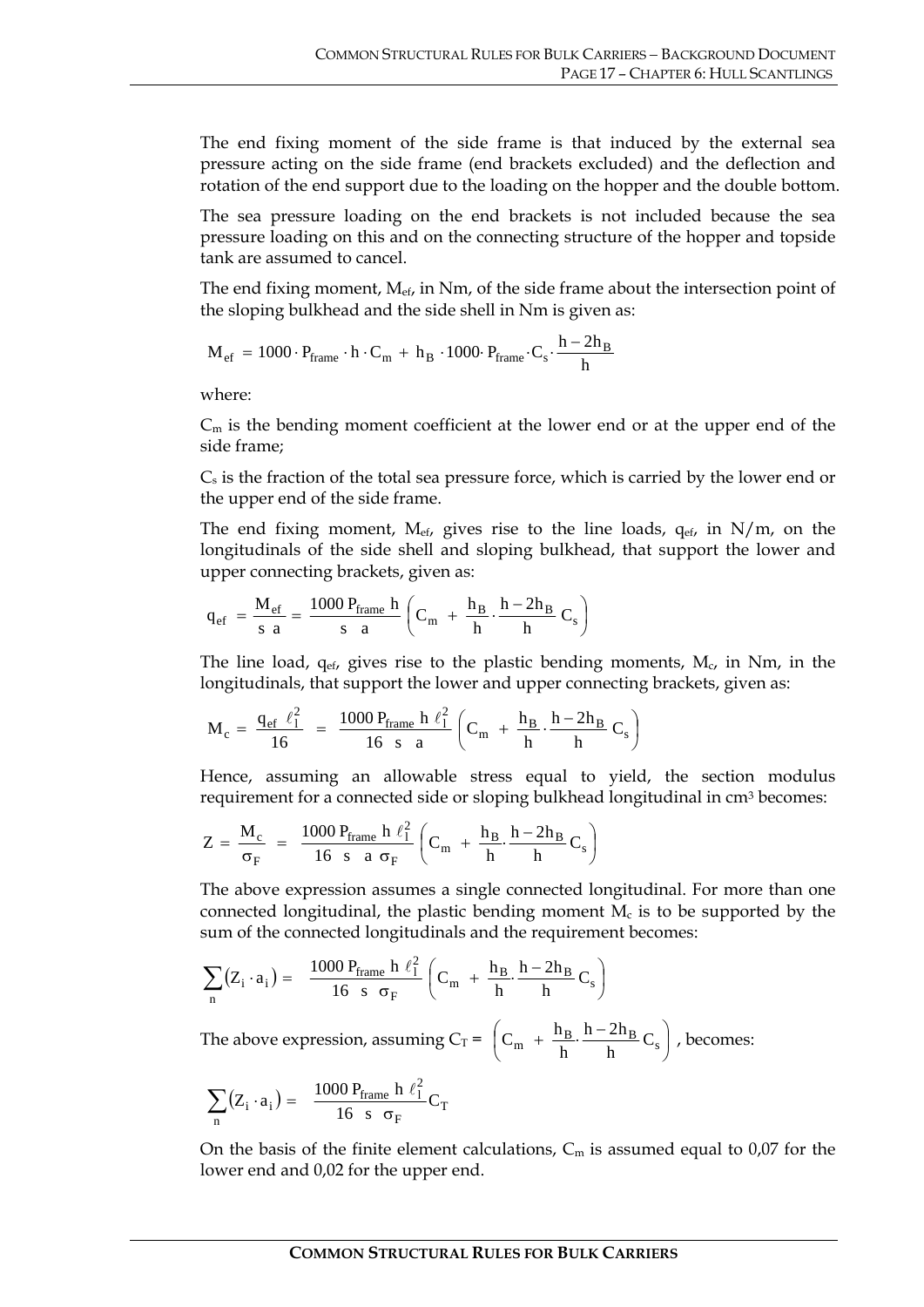The end fixing moment of the side frame is that induced by the external sea pressure acting on the side frame (end brackets excluded) and the deflection and rotation of the end support due to the loading on the hopper and the double bottom.

The sea pressure loading on the end brackets is not included because the sea pressure loading on this and on the connecting structure of the hopper and topside tank are assumed to cancel.

The end fixing moment, $M_{ef}$, in Nm, of the side frame about the intersection point of the sloping bulkhead and the side shell in Nm is given as:

$$M_{ef} = 1000 \cdot P_{frame} \cdot h \cdot C_m + h_B \cdot 1000 \cdot P_{frame} \cdot C_s \cdot \frac{h - 2h_B}{h}$$

where:

$C_m$ is the bending moment coefficient at the lower end or at the upper end of the side frame;

$C_s$ is the fraction of the total sea pressure force, which is carried by the lower end or the upper end of the side frame.

The end fixing moment, $M_{ef}$, gives rise to the line loads, $q_{ef}$, in N/m, on the longitudinals of the side shell and sloping bulkhead, that support the lower and upper connecting brackets, given as:

$$q_{ef} = \frac{M_{ef}}{s \ a} = \frac{1000 \, P_{frame} \, h}{s \ a} \left( C_m + \frac{h_B}{h} \cdot \frac{h - 2h_B}{h} C_s \right)$$

The line load, $q_{ef}$, gives rise to the plastic bending moments, $M_c$, in Nm, in the longitudinals, that support the lower and upper connecting brackets, given as:

$$M_c = \frac{q_{ef} \ \ell_l^2}{16} = \frac{1000 \, P_{frame} \, h \ \ell_l^2}{16 \ s \ a} \left( C_m + \frac{h_B}{h} \cdot \frac{h - 2h_B}{h} C_s \right)$$

Hence, assuming an allowable stress equal to yield, the section modulus requirement for a connected side or sloping bulkhead longitudinal in cm³ becomes:

$$Z = \frac{M_c}{\sigma_F} = \frac{1000 \, P_{frame} \, h \ \ell_l^2}{16 \ s \ a \ \sigma_F} \left( C_m + \frac{h_B}{h} \cdot \frac{h - 2h_B}{h} C_s \right)$$

The above expression assumes a single connected longitudinal. For more than one connected longitudinal, the plastic bending moment $M_c$ is to be supported by the sum of the connected longitudinals and the requirement becomes:

$$\sum_n \left( Z_i \cdot a_i \right) = \frac{1000 \, P_{frame} \, h \ \ell_l^2}{16 \ s \ \sigma_F} \left( C_m + \frac{h_B}{h} \cdot \frac{h - 2h_B}{h} C_s \right)$$

The above expression, assuming $C_T = \left( C_m + \frac{h_B}{h} \cdot \frac{h - 2h_B}{h} C_s \right)$, becomes:

$$\sum_n \left( Z_i \cdot a_i \right) = \frac{1000 \, P_{frame} \, h \ \ell_l^2}{16 \ s \ \sigma_F} C_T$$

On the basis of the finite element calculations, $C_m$ is assumed equal to 0,07 for the lower end and 0,02 for the upper end.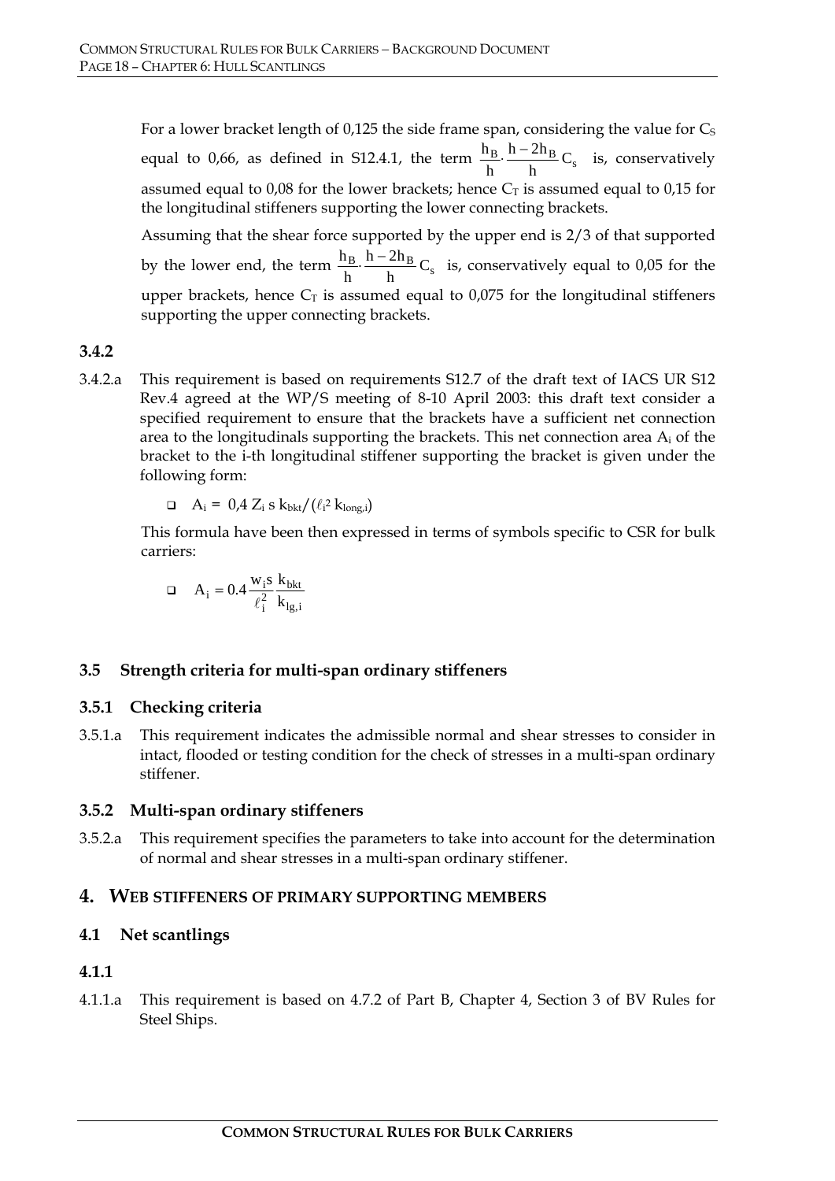For a lower bracket length of 0,125 the side frame span, considering the value for $C_S$ equal to 0,66, as defined in S12.4.1, the term $\frac{h_B}{h} \cdot \frac{h - 2h_B}{h} C_s$ is, conservatively assumed equal to 0,08 for the lower brackets; hence $C_T$ is assumed equal to 0,15 for the longitudinal stiffeners supporting the lower connecting brackets.

Assuming that the shear force supported by the upper end is 2/3 of that supported by the lower end, the term $\frac{h_B}{h} \cdot \frac{h - 2h_B}{h} C_s$ is, conservatively equal to 0,05 for the upper brackets, hence $C_T$ is assumed equal to 0,075 for the longitudinal stiffeners supporting the upper connecting brackets.

### 3.4.2

3.4.2.a This requirement is based on requirements S12.7 of the draft text of IACS UR S12 Rev.4 agreed at the WP/S meeting of 8-10 April 2003: this draft text consider a specified requirement to ensure that the brackets have a sufficient net connection area to the longitudinals supporting the brackets. This net connection area $A_i$ of the bracket to the i-th longitudinal stiffener supporting the bracket is given under the following form:

- $A_i = 0{,}4\, Z_i\, s\, k_{bkt} / (\ell_i^2\, k_{long,i})$

This formula have been then expressed in terms of symbols specific to CSR for bulk carriers:

- $A_i = 0.4 \frac{w_i s}{\ell_i^2} \frac{k_{bkt}}{k_{lg,i}}$

### 3.5 Strength criteria for multi-span ordinary stiffeners

### 3.5.1 Checking criteria

3.5.1.a This requirement indicates the admissible normal and shear stresses to consider in intact, flooded or testing condition for the check of stresses in a multi-span ordinary stiffener.

### 3.5.2 Multi-span ordinary stiffeners

3.5.2.a This requirement specifies the parameters to take into account for the determination of normal and shear stresses in a multi-span ordinary stiffener.

## 4. WEB STIFFENERS OF PRIMARY SUPPORTING MEMBERS

### 4.1 Net scantlings

### 4.1.1

4.1.1.a This requirement is based on 4.7.2 of Part B, Chapter 4, Section 3 of BV Rules for Steel Ships.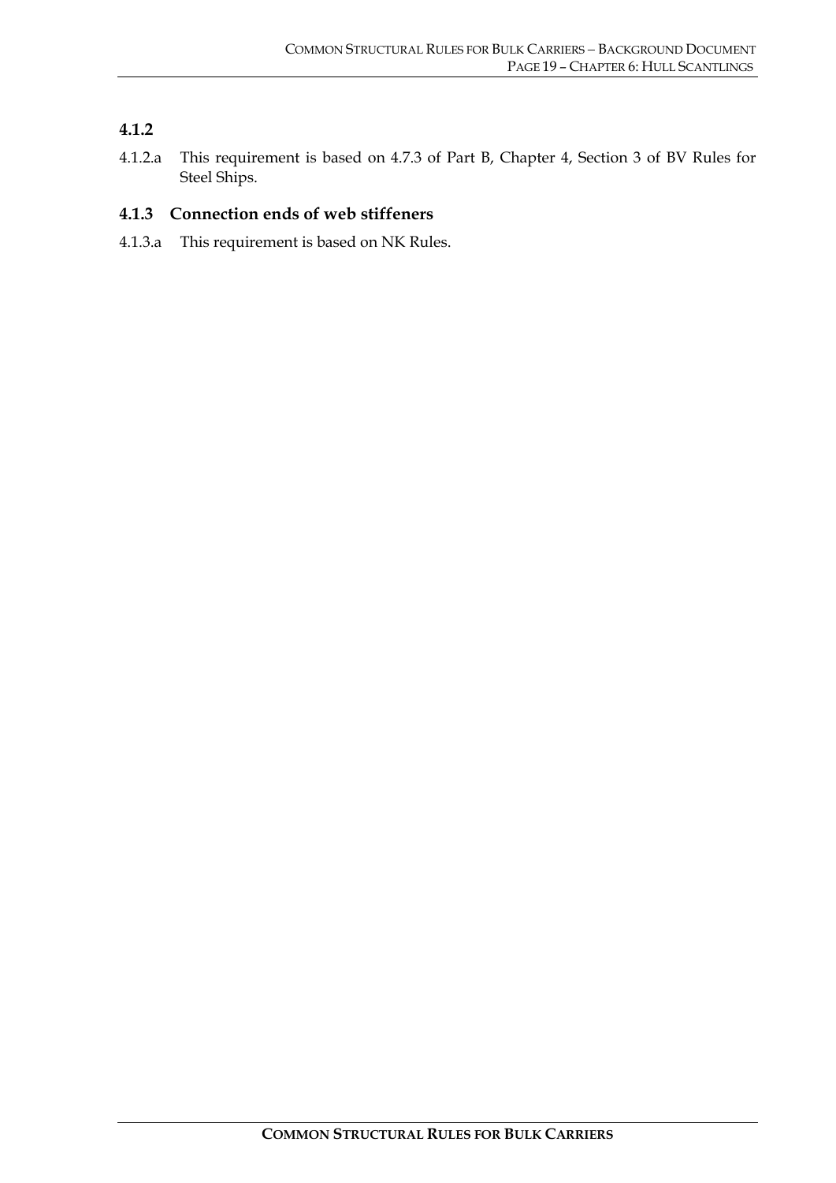### 4.1.2

4.1.2.a This requirement is based on 4.7.3 of Part B, Chapter 4, Section 3 of BV Rules for Steel Ships.

### 4.1.3 Connection ends of web stiffeners

4.1.3.a This requirement is based on NK Rules.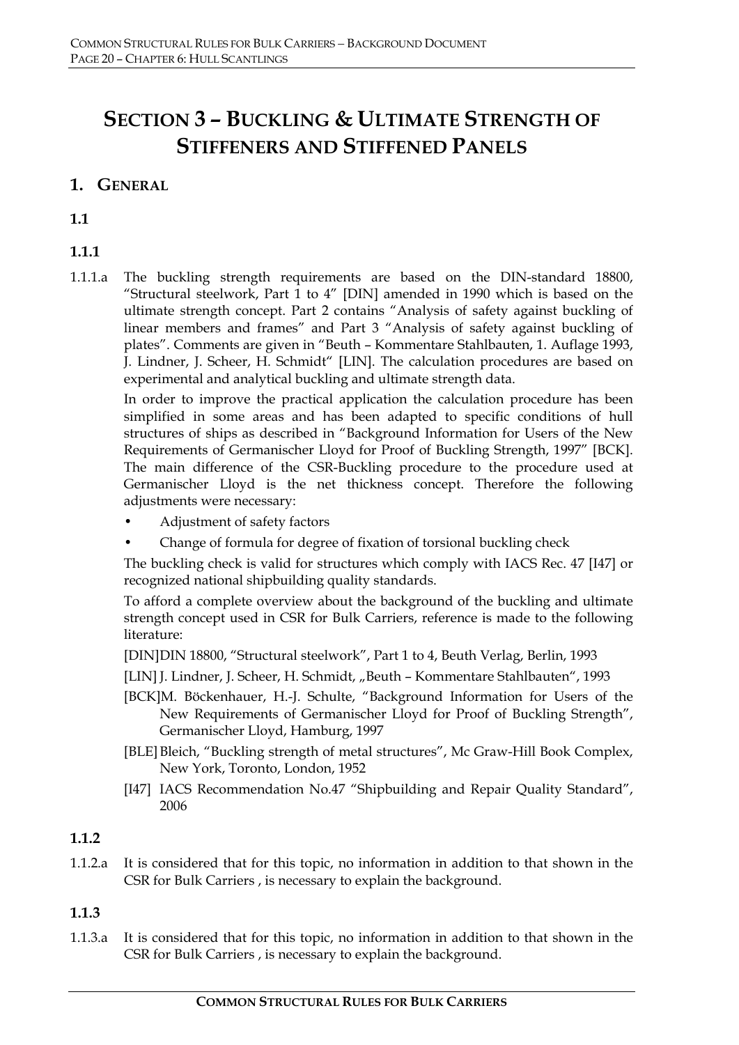# SECTION 3 – BUCKLING & ULTIMATE STRENGTH OF STIFFENERS AND STIFFENED PANELS

## 1. GENERAL

### 1.1

### 1.1.1

1.1.1.a The buckling strength requirements are based on the DIN-standard 18800, "Structural steelwork, Part 1 to 4" [DIN] amended in 1990 which is based on the ultimate strength concept. Part 2 contains "Analysis of safety against buckling of linear members and frames" and Part 3 "Analysis of safety against buckling of plates". Comments are given in "Beuth – Kommentare Stahlbauten, 1. Auflage 1993, J. Lindner, J. Scheer, H. Schmidt" [LIN]. The calculation procedures are based on experimental and analytical buckling and ultimate strength data.

In order to improve the practical application the calculation procedure has been simplified in some areas and has been adapted to specific conditions of hull structures of ships as described in "Background Information for Users of the New Requirements of Germanischer Lloyd for Proof of Buckling Strength, 1997" [BCK]. The main difference of the CSR-Buckling procedure to the procedure used at Germanischer Lloyd is the net thickness concept. Therefore the following adjustments were necessary:

- Adjustment of safety factors
- Change of formula for degree of fixation of torsional buckling check

The buckling check is valid for structures which comply with IACS Rec. 47 [I47] or recognized national shipbuilding quality standards.

To afford a complete overview about the background of the buckling and ultimate strength concept used in CSR for Bulk Carriers, reference is made to the following literature:

[DIN] DIN 18800, "Structural steelwork", Part 1 to 4, Beuth Verlag, Berlin, 1993

[LIN] J. Lindner, J. Scheer, H. Schmidt, „Beuth – Kommentare Stahlbauten", 1993

[BCK] M. Böckenhauer, H.-J. Schulte, "Background Information for Users of the New Requirements of Germanischer Lloyd for Proof of Buckling Strength", Germanischer Lloyd, Hamburg, 1997

[BLE] Bleich, "Buckling strength of metal structures", Mc Graw-Hill Book Complex, New York, Toronto, London, 1952

[I47] IACS Recommendation No.47 "Shipbuilding and Repair Quality Standard", 2006

### 1.1.2

1.1.2.a It is considered that for this topic, no information in addition to that shown in the CSR for Bulk Carriers , is necessary to explain the background.

### 1.1.3

1.1.3.a It is considered that for this topic, no information in addition to that shown in the CSR for Bulk Carriers , is necessary to explain the background.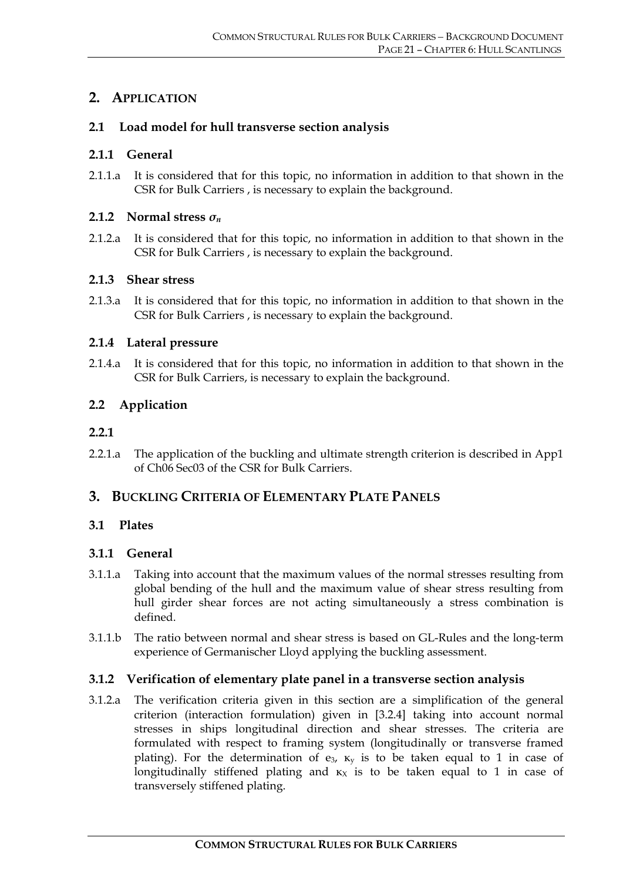## 2. APPLICATION

### 2.1 Load model for hull transverse section analysis

#### 2.1.1 General

2.1.1.a It is considered that for this topic, no information in addition to that shown in the CSR for Bulk Carriers , is necessary to explain the background.

#### 2.1.2 Normal stress $\sigma_n$

2.1.2.a It is considered that for this topic, no information in addition to that shown in the CSR for Bulk Carriers , is necessary to explain the background.

#### 2.1.3 Shear stress

2.1.3.a It is considered that for this topic, no information in addition to that shown in the CSR for Bulk Carriers , is necessary to explain the background.

#### 2.1.4 Lateral pressure

2.1.4.a It is considered that for this topic, no information in addition to that shown in the CSR for Bulk Carriers, is necessary to explain the background.

### 2.2 Application

#### 2.2.1

2.2.1.a The application of the buckling and ultimate strength criterion is described in App1 of Ch06 Sec03 of the CSR for Bulk Carriers.

## 3. BUCKLING CRITERIA OF ELEMENTARY PLATE PANELS

### 3.1 Plates

#### 3.1.1 General

3.1.1.a Taking into account that the maximum values of the normal stresses resulting from global bending of the hull and the maximum value of shear stress resulting from hull girder shear forces are not acting simultaneously a stress combination is defined.

3.1.1.b The ratio between normal and shear stress is based on GL-Rules and the long-term experience of Germanischer Lloyd applying the buckling assessment.

#### 3.1.2 Verification of elementary plate panel in a transverse section analysis

3.1.2.a The verification criteria given in this section are a simplification of the general criterion (interaction formulation) given in [3.2.4] taking into account normal stresses in ships longitudinal direction and shear stresses. The criteria are formulated with respect to framing system (longitudinally or transverse framed plating). For the determination of $e_3$, $\kappa_y$ is to be taken equal to 1 in case of longitudinally stiffened plating and $\kappa_X$ is to be taken equal to 1 in case of transversely stiffened plating.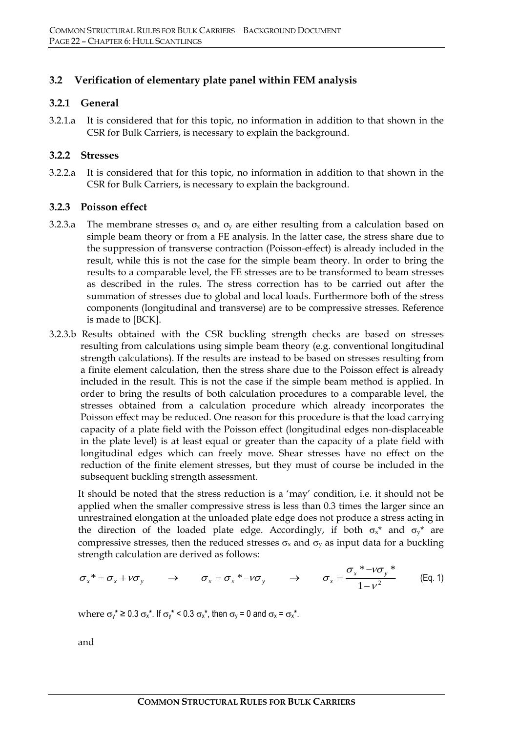## 3.2 Verification of elementary plate panel within FEM analysis

### 3.2.1 General

3.2.1.a It is considered that for this topic, no information in addition to that shown in the CSR for Bulk Carriers, is necessary to explain the background.

### 3.2.2 Stresses

3.2.2.a It is considered that for this topic, no information in addition to that shown in the CSR for Bulk Carriers, is necessary to explain the background.

### 3.2.3 Poisson effect

3.2.3.a The membrane stresses $\sigma_x$ and $\sigma_y$ are either resulting from a calculation based on simple beam theory or from a FE analysis. In the latter case, the stress share due to the suppression of transverse contraction (Poisson-effect) is already included in the result, while this is not the case for the simple beam theory. In order to bring the results to a comparable level, the FE stresses are to be transformed to beam stresses as described in the rules. The stress correction has to be carried out after the summation of stresses due to global and local loads. Furthermore both of the stress components (longitudinal and transverse) are to be compressive stresses. Reference is made to [BCK].

3.2.3.b Results obtained with the CSR buckling strength checks are based on stresses resulting from calculations using simple beam theory (e.g. conventional longitudinal strength calculations). If the results are instead to be based on stresses resulting from a finite element calculation, then the stress share due to the Poisson effect is already included in the result. This is not the case if the simple beam method is applied. In order to bring the results of both calculation procedures to a comparable level, the stresses obtained from a calculation procedure which already incorporates the Poisson effect may be reduced. One reason for this procedure is that the load carrying capacity of a plate field with the Poisson effect (longitudinal edges non-displaceable in the plate level) is at least equal or greater than the capacity of a plate field with longitudinal edges which can freely move. Shear stresses have no effect on the reduction of the finite element stresses, but they must of course be included in the subsequent buckling strength assessment.

It should be noted that the stress reduction is a 'may' condition, i.e. it should not be applied when the smaller compressive stress is less than 0.3 times the larger since an unrestrained elongation at the unloaded plate edge does not produce a stress acting in the direction of the loaded plate edge. Accordingly, if both $\sigma_x^*$ and $\sigma_y^*$ are compressive stresses, then the reduced stresses $\sigma_x$ and $\sigma_y$ as input data for a buckling strength calculation are derived as follows:

$$\sigma_x^* = \sigma_x + \nu\sigma_y \quad \rightarrow \quad \sigma_x = \sigma_x^* - \nu\sigma_y \quad \rightarrow \quad \sigma_x = \frac{\sigma_x^* - \nu\sigma_y^*}{1-\nu^2} \qquad \text{(Eq. 1)}$$

where $\sigma_y^* \geq 0.3\,\sigma_x^*$. If $\sigma_y^* < 0.3\,\sigma_x^*$, then $\sigma_y = 0$ and $\sigma_x = \sigma_x^*$.

and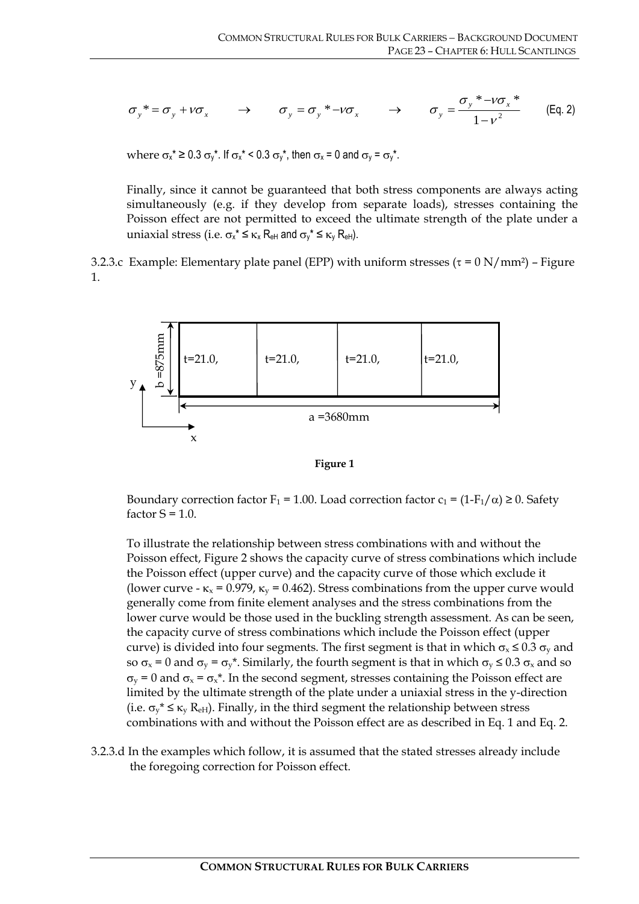$$\sigma_y{}^* = \sigma_y + \nu\sigma_x \qquad \rightarrow \qquad \sigma_y = \sigma_y{}^* - \nu\sigma_x \qquad \rightarrow \qquad \sigma_y = \frac{\sigma_y{}^* - \nu\sigma_x{}^*}{1-\nu^2} \qquad \text{(Eq. 2)}$$

where $\sigma_x^* \geq 0.3\ \sigma_y^*$. If $\sigma_x^* < 0.3\ \sigma_y^*$, then $\sigma_x = 0$ and $\sigma_y = \sigma_y^*$.

Finally, since it cannot be guaranteed that both stress components are always acting simultaneously (e.g. if they develop from separate loads), stresses containing the Poisson effect are not permitted to exceed the ultimate strength of the plate under a uniaxial stress (i.e. $\sigma_x^* \leq \kappa_x R_{eH}$ and $\sigma_y^* \leq \kappa_y R_{eH}$).

3.2.3.c Example: Elementary plate panel (EPP) with uniform stresses ($\tau = 0$ N/mm²) – Figure 1.

| t=21.0, | t=21.0, | t=21.0, | t=21.0, |
|---|---|---|---|

b =875mm, a =3680mm, axes x, y

**Figure 1**

Boundary correction factor $F_1 = 1.00$. Load correction factor $c_1 = (1-F_1/\alpha) \geq 0$. Safety factor $S = 1.0$.

To illustrate the relationship between stress combinations with and without the Poisson effect, Figure 2 shows the capacity curve of stress combinations which include the Poisson effect (upper curve) and the capacity curve of those which exclude it (lower curve - $\kappa_x = 0.979$, $\kappa_y = 0.462$). Stress combinations from the upper curve would generally come from finite element analyses and the stress combinations from the lower curve would be those used in the buckling strength assessment. As can be seen, the capacity curve of stress combinations which include the Poisson effect (upper curve) is divided into four segments. The first segment is that in which $\sigma_x \leq 0.3\ \sigma_y$ and so $\sigma_x = 0$ and $\sigma_y = \sigma_y^*$. Similarly, the fourth segment is that in which $\sigma_y \leq 0.3\ \sigma_x$ and so $\sigma_y = 0$ and $\sigma_x = \sigma_x^*$. In the second segment, stresses containing the Poisson effect are limited by the ultimate strength of the plate under a uniaxial stress in the y-direction (i.e. $\sigma_y^* \leq \kappa_y R_{eH}$). Finally, in the third segment the relationship between stress combinations with and without the Poisson effect are as described in Eq. 1 and Eq. 2.

3.2.3.d In the examples which follow, it is assumed that the stated stresses already include the foregoing correction for Poisson effect.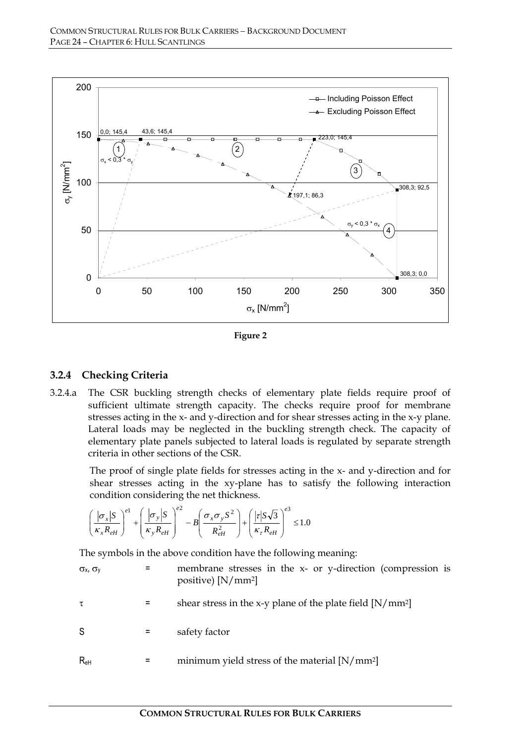Figure 2

### 3.2.4 Checking Criteria

3.2.4.a The CSR buckling strength checks of elementary plate fields require proof of sufficient ultimate strength capacity. The checks require proof for membrane stresses acting in the x- and y-direction and for shear stresses acting in the x-y plane. Lateral loads may be neglected in the buckling strength check. The capacity of elementary plate panels subjected to lateral loads is regulated by separate strength criteria in other sections of the CSR.

The proof of single plate fields for stresses acting in the x- and y-direction and for shear stresses acting in the xy-plane has to satisfy the following interaction condition considering the net thickness.

$$\left(\frac{|\sigma_x|S}{\kappa_x R_{eH}}\right)^{e1} + \left(\frac{|\sigma_y|S}{\kappa_y R_{eH}}\right)^{e2} - B\left(\frac{\sigma_x \sigma_y S^2}{R_{eH}^2}\right) + \left(\frac{|\tau|S\sqrt{3}}{\kappa_\tau R_{eH}}\right)^{e3} \leq 1.0$$

The symbols in the above condition have the following meaning:

$\sigma_x$, $\sigma_y$ = membrane stresses in the x- or y-direction (compression is positive) [N/mm²]

$\tau$ = shear stress in the x-y plane of the plate field [N/mm²]

$S$ = safety factor

$R_{eH}$ = minimum yield stress of the material [N/mm²]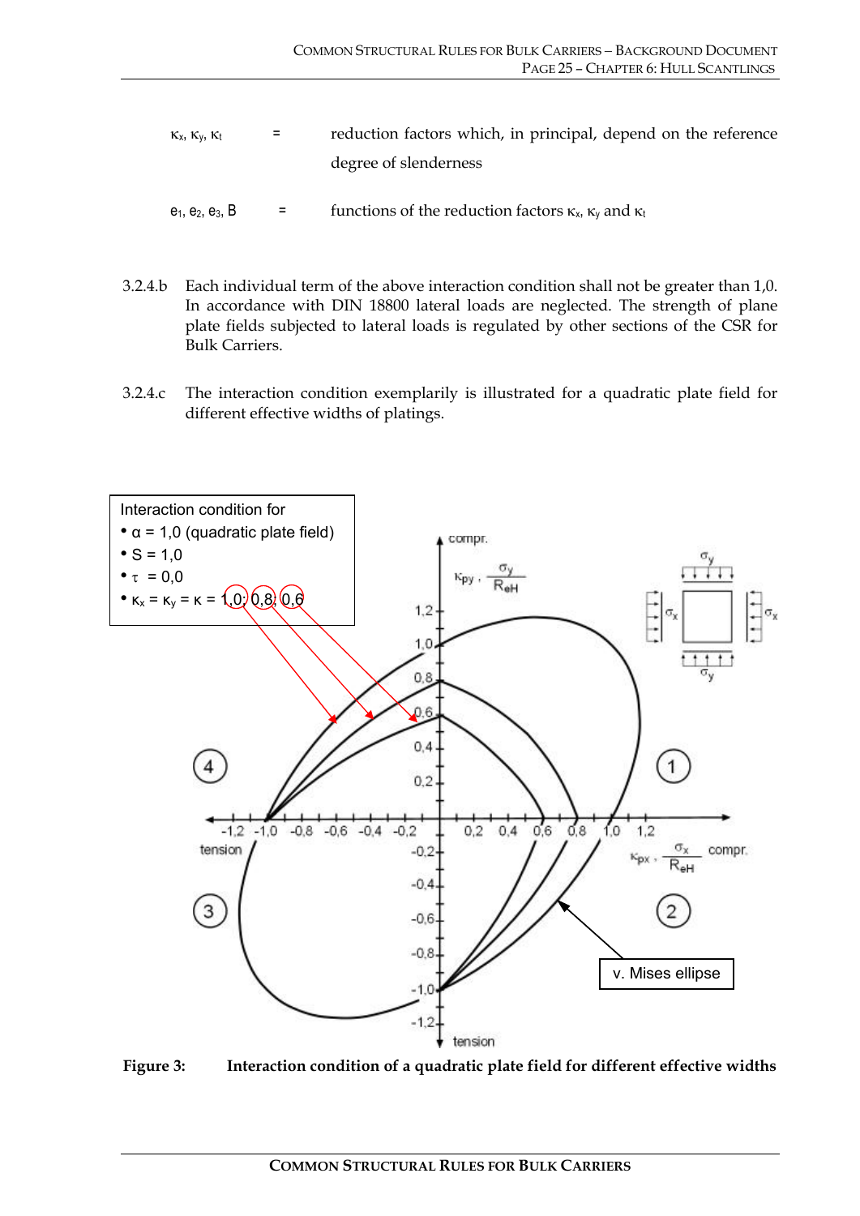| | | |
|---|---|---|
| $\kappa_x$, $\kappa_y$, $\kappa_t$ | = | reduction factors which, in principal, depend on the reference degree of slenderness |
| $e_1$, $e_2$, $e_3$, B | = | functions of the reduction factors $\kappa_x$, $\kappa_y$ and $\kappa_t$ |

3.2.4.b Each individual term of the above interaction condition shall not be greater than 1,0. In accordance with DIN 18800 lateral loads are neglected. The strength of plane plate fields subjected to lateral loads is regulated by other sections of the CSR for Bulk Carriers.

3.2.4.c The interaction condition exemplarily is illustrated for a quadratic plate field for different effective widths of platings.

Interaction condition for
- $\alpha$ = 1,0 (quadratic plate field)
- S = 1,0
- $\tau$ = 0,0
- $\kappa_x = \kappa_y = \kappa$ = 1,0; 0,8; 0,6

**Figure 3: Interaction condition of a quadratic plate field for different effective widths**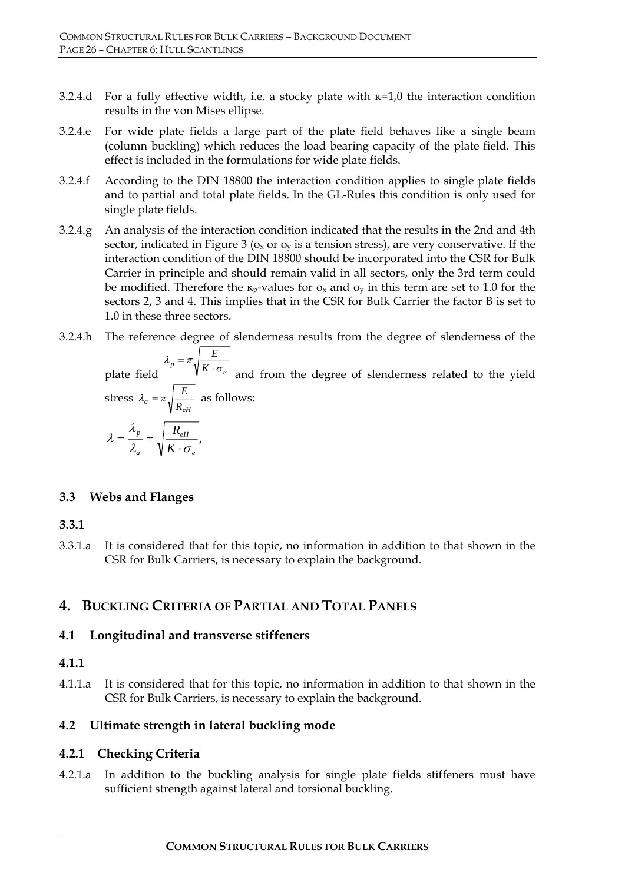3.2.4.d For a fully effective width, i.e. a stocky plate with κ=1,0 the interaction condition results in the von Mises ellipse.

3.2.4.e For wide plate fields a large part of the plate field behaves like a single beam (column buckling) which reduces the load bearing capacity of the plate field. This effect is included in the formulations for wide plate fields.

3.2.4.f According to the DIN 18800 the interaction condition applies to single plate fields and to partial and total plate fields. In the GL-Rules this condition is only used for single plate fields.

3.2.4.g An analysis of the interaction condition indicated that the results in the 2nd and 4th sector, indicated in Figure 3 ($\sigma_x$ or $\sigma_y$ is a tension stress), are very conservative. If the interaction condition of the DIN 18800 should be incorporated into the CSR for Bulk Carrier in principle and should remain valid in all sectors, only the 3rd term could be modified. Therefore the $\kappa_p$-values for $\sigma_x$ and $\sigma_y$ in this term are set to 1.0 for the sectors 2, 3 and 4. This implies that in the CSR for Bulk Carrier the factor B is set to 1.0 in these three sectors.

3.2.4.h The reference degree of slenderness results from the degree of slenderness of the plate field $\lambda_p = \pi \sqrt{\frac{E}{K \cdot \sigma_e}}$ and from the degree of slenderness related to the yield stress $\lambda_a = \pi \sqrt{\frac{E}{R_{eH}}}$ as follows:

$$\lambda = \frac{\lambda_p}{\lambda_a} = \sqrt{\frac{R_{eH}}{K \cdot \sigma_e}},$$

### 3.3 Webs and Flanges

#### 3.3.1

3.3.1.a It is considered that for this topic, no information in addition to that shown in the CSR for Bulk Carriers, is necessary to explain the background.

## 4. Buckling Criteria of Partial and Total Panels

### 4.1 Longitudinal and transverse stiffeners

#### 4.1.1

4.1.1.a It is considered that for this topic, no information in addition to that shown in the CSR for Bulk Carriers, is necessary to explain the background.

### 4.2 Ultimate strength in lateral buckling mode

#### 4.2.1 Checking Criteria

4.2.1.a In addition to the buckling analysis for single plate fields stiffeners must have sufficient strength against lateral and torsional buckling.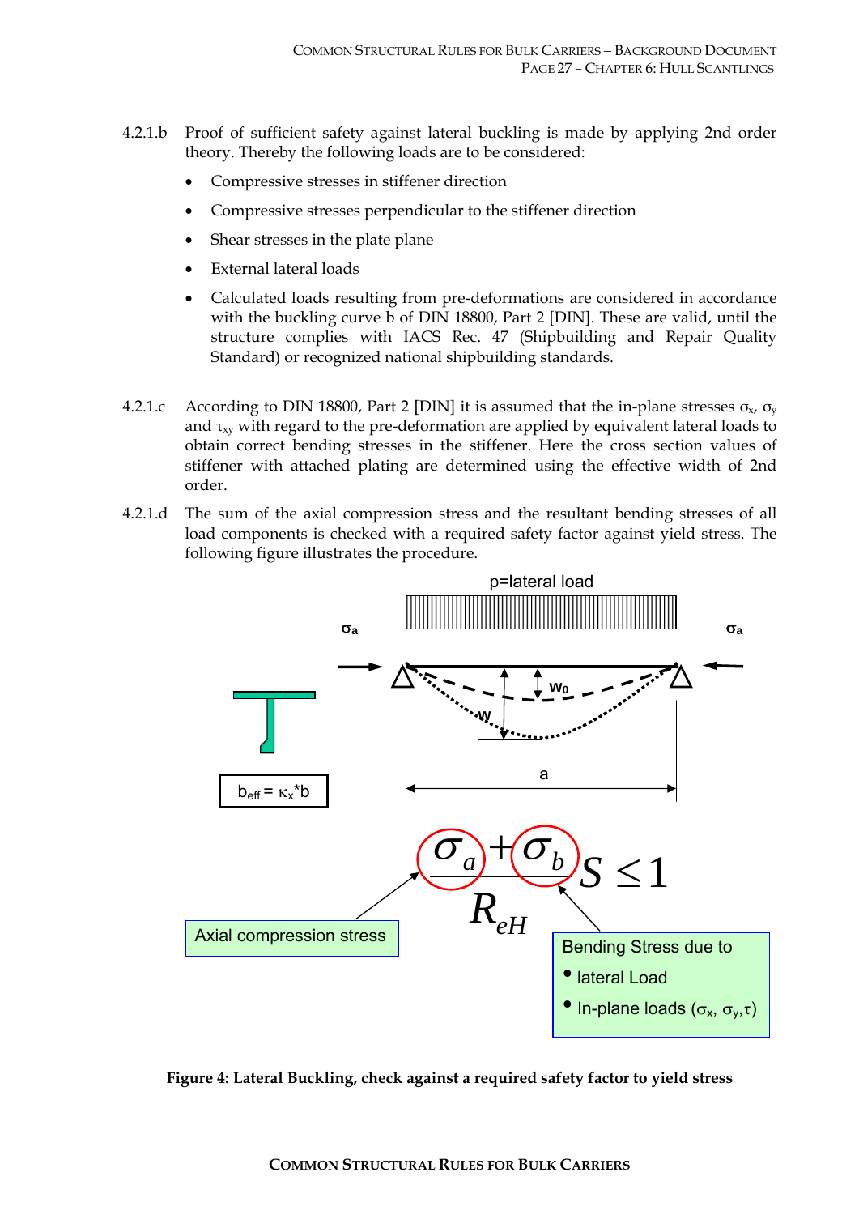4.2.1.b Proof of sufficient safety against lateral buckling is made by applying 2nd order theory. Thereby the following loads are to be considered:

- Compressive stresses in stiffener direction
- Compressive stresses perpendicular to the stiffener direction
- Shear stresses in the plate plane
- External lateral loads
- Calculated loads resulting from pre-deformations are considered in accordance with the buckling curve b of DIN 18800, Part 2 [DIN]. These are valid, until the structure complies with IACS Rec. 47 (Shipbuilding and Repair Quality Standard) or recognized national shipbuilding standards.

4.2.1.c According to DIN 18800, Part 2 [DIN] it is assumed that the in-plane stresses $\sigma_x$, $\sigma_y$ and $\tau_{xy}$ with regard to the pre-deformation are applied by equivalent lateral loads to obtain correct bending stresses in the stiffener. Here the cross section values of stiffener with attached plating are determined using the effective width of 2nd order.

4.2.1.d The sum of the axial compression stress and the resultant bending stresses of all load components is checked with a required safety factor against yield stress. The following figure illustrates the procedure.

p=lateral load

$\sigma_a$ $\sigma_a$

$w_0$ w

a

$b_{eff.} = \kappa_x * b$

$$\frac{\sigma_a + \sigma_b}{R_{eH}} S \leq 1$$

Axial compression stress

Bending Stress due to
- lateral Load
- In-plane loads ($\sigma_x$, $\sigma_y$, $\tau$)

**Figure 4: Lateral Buckling, check against a required safety factor to yield stress**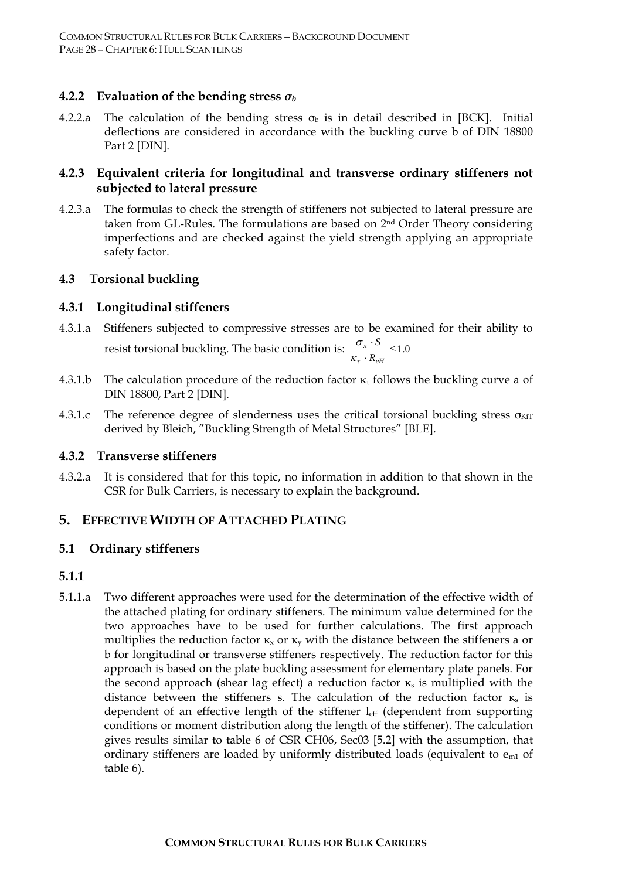### 4.2.2 Evaluation of the bending stress $\sigma_b$

4.2.2.a The calculation of the bending stress $\sigma_b$ is in detail described in [BCK]. Initial deflections are considered in accordance with the buckling curve b of DIN 18800 Part 2 [DIN].

### 4.2.3 Equivalent criteria for longitudinal and transverse ordinary stiffeners not subjected to lateral pressure

4.2.3.a The formulas to check the strength of stiffeners not subjected to lateral pressure are taken from GL-Rules. The formulations are based on 2nd Order Theory considering imperfections and are checked against the yield strength applying an appropriate safety factor.

## 4.3 Torsional buckling

### 4.3.1 Longitudinal stiffeners

4.3.1.a Stiffeners subjected to compressive stresses are to be examined for their ability to resist torsional buckling. The basic condition is: $\frac{\sigma_x \cdot S}{\kappa_\tau \cdot R_{eH}} \leq 1.0$

4.3.1.b The calculation procedure of the reduction factor $\kappa_\tau$ follows the buckling curve a of DIN 18800, Part 2 [DIN].

4.3.1.c The reference degree of slenderness uses the critical torsional buckling stress $\sigma_{KiT}$ derived by Bleich, "Buckling Strength of Metal Structures" [BLE].

### 4.3.2 Transverse stiffeners

4.3.2.a It is considered that for this topic, no information in addition to that shown in the CSR for Bulk Carriers, is necessary to explain the background.

# 5. Effective Width of Attached Plating

## 5.1 Ordinary stiffeners

### 5.1.1

5.1.1.a Two different approaches were used for the determination of the effective width of the attached plating for ordinary stiffeners. The minimum value determined for the two approaches have to be used for further calculations. The first approach multiplies the reduction factor $\kappa_x$ or $\kappa_y$ with the distance between the stiffeners a or b for longitudinal or transverse stiffeners respectively. The reduction factor for this approach is based on the plate buckling assessment for elementary plate panels. For the second approach (shear lag effect) a reduction factor $\kappa_s$ is multiplied with the distance between the stiffeners s. The calculation of the reduction factor $\kappa_s$ is dependent of an effective length of the stiffener $l_{eff}$ (dependent from supporting conditions or moment distribution along the length of the stiffener). The calculation gives results similar to table 6 of CSR CH06, Sec03 [5.2] with the assumption, that ordinary stiffeners are loaded by uniformly distributed loads (equivalent to $e_{m1}$ of table 6).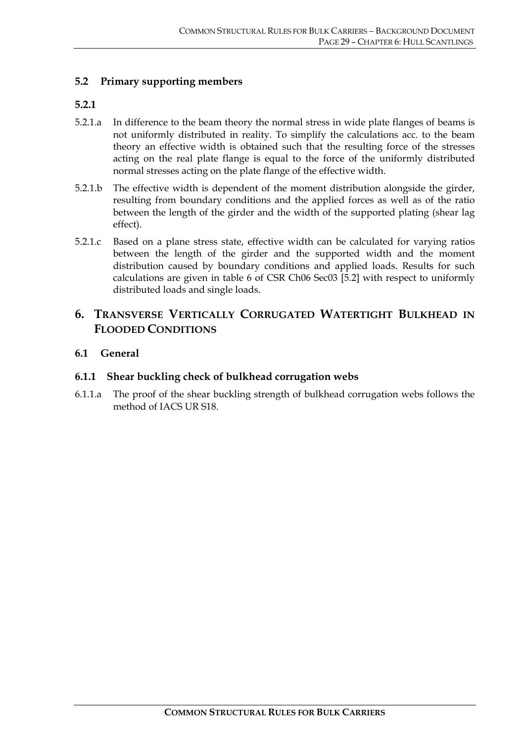### 5.2 Primary supporting members

#### 5.2.1

5.2.1.a In difference to the beam theory the normal stress in wide plate flanges of beams is not uniformly distributed in reality. To simplify the calculations acc. to the beam theory an effective width is obtained such that the resulting force of the stresses acting on the real plate flange is equal to the force of the uniformly distributed normal stresses acting on the plate flange of the effective width.

5.2.1.b The effective width is dependent of the moment distribution alongside the girder, resulting from boundary conditions and the applied forces as well as of the ratio between the length of the girder and the width of the supported plating (shear lag effect).

5.2.1.c Based on a plane stress state, effective width can be calculated for varying ratios between the length of the girder and the supported width and the moment distribution caused by boundary conditions and applied loads. Results for such calculations are given in table 6 of CSR Ch06 Sec03 [5.2] with respect to uniformly distributed loads and single loads.

## 6. Transverse Vertically Corrugated Watertight Bulkhead in Flooded Conditions

### 6.1 General

#### 6.1.1 Shear buckling check of bulkhead corrugation webs

6.1.1.a The proof of the shear buckling strength of bulkhead corrugation webs follows the method of IACS UR S18.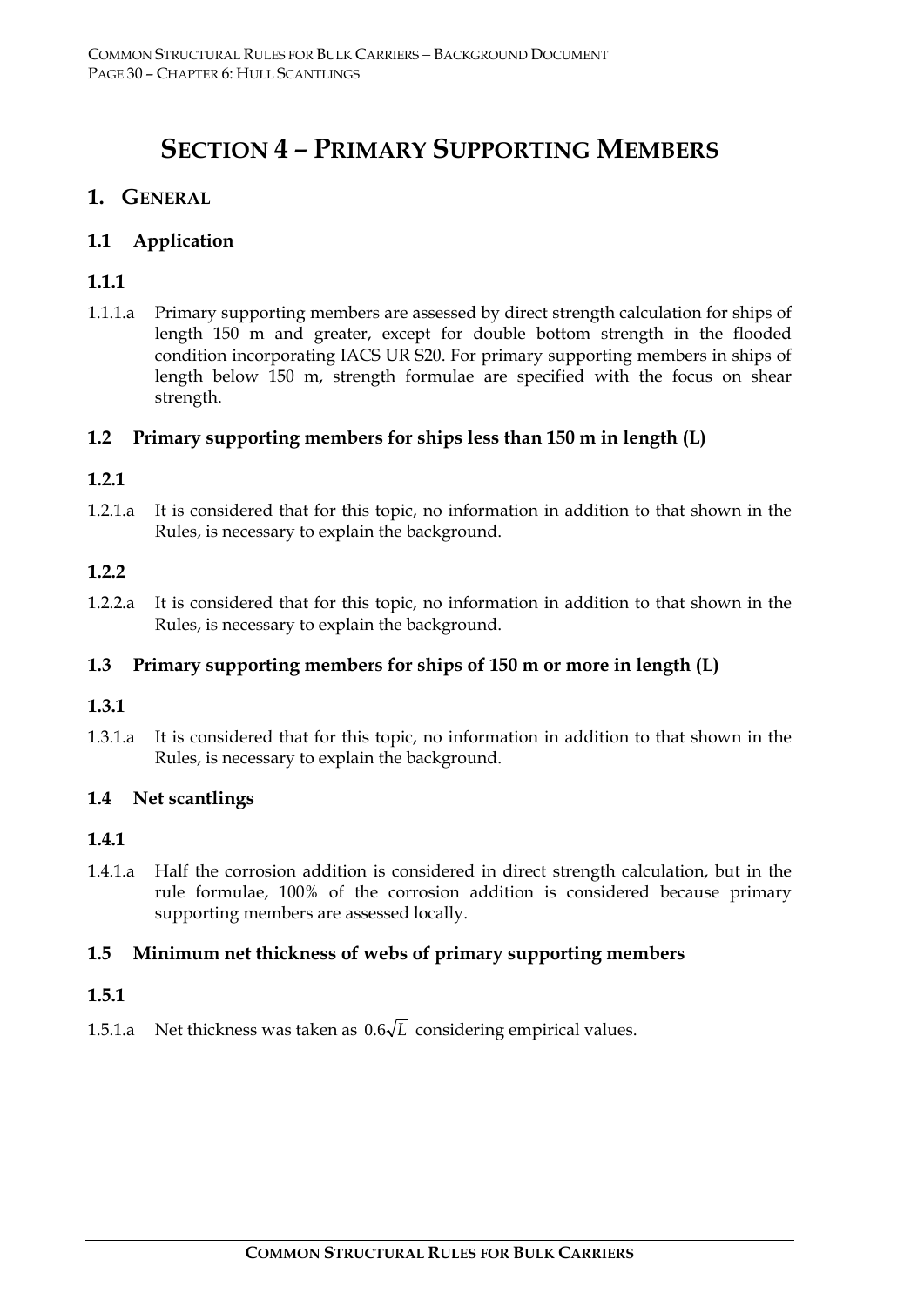# SECTION 4 – PRIMARY SUPPORTING MEMBERS

## 1. GENERAL

### 1.1 Application

#### 1.1.1

1.1.1.a Primary supporting members are assessed by direct strength calculation for ships of length 150 m and greater, except for double bottom strength in the flooded condition incorporating IACS UR S20. For primary supporting members in ships of length below 150 m, strength formulae are specified with the focus on shear strength.

### 1.2 Primary supporting members for ships less than 150 m in length (L)

#### 1.2.1

1.2.1.a It is considered that for this topic, no information in addition to that shown in the Rules, is necessary to explain the background.

#### 1.2.2

1.2.2.a It is considered that for this topic, no information in addition to that shown in the Rules, is necessary to explain the background.

### 1.3 Primary supporting members for ships of 150 m or more in length (L)

#### 1.3.1

1.3.1.a It is considered that for this topic, no information in addition to that shown in the Rules, is necessary to explain the background.

### 1.4 Net scantlings

#### 1.4.1

1.4.1.a Half the corrosion addition is considered in direct strength calculation, but in the rule formulae, 100% of the corrosion addition is considered because primary supporting members are assessed locally.

### 1.5 Minimum net thickness of webs of primary supporting members

#### 1.5.1

1.5.1.a Net thickness was taken as $0.6\sqrt{L}$ considering empirical values.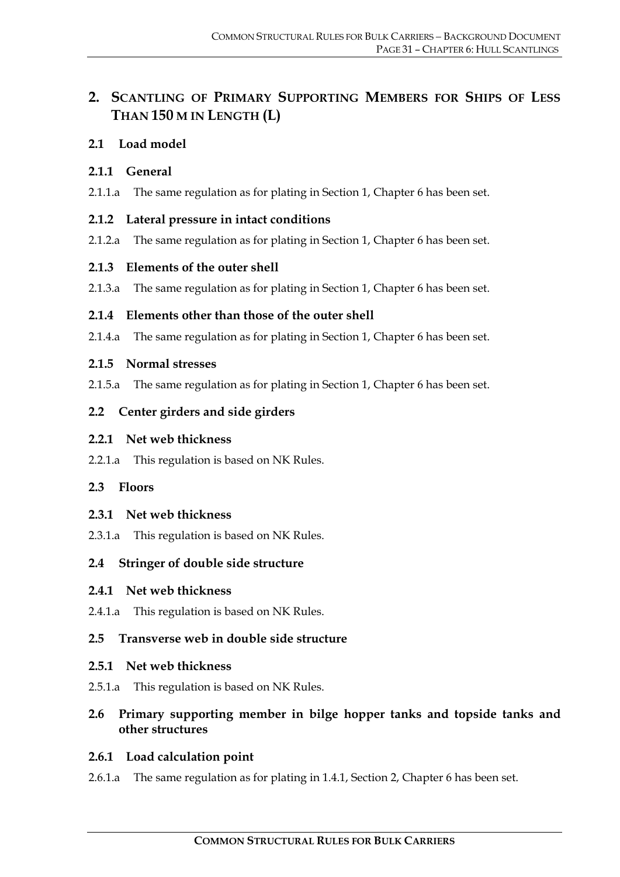# 2. SCANTLING OF PRIMARY SUPPORTING MEMBERS FOR SHIPS OF LESS THAN 150 M IN LENGTH (L)

## 2.1 Load model

### 2.1.1 General

2.1.1.a The same regulation as for plating in Section 1, Chapter 6 has been set.

### 2.1.2 Lateral pressure in intact conditions

2.1.2.a The same regulation as for plating in Section 1, Chapter 6 has been set.

### 2.1.3 Elements of the outer shell

2.1.3.a The same regulation as for plating in Section 1, Chapter 6 has been set.

### 2.1.4 Elements other than those of the outer shell

2.1.4.a The same regulation as for plating in Section 1, Chapter 6 has been set.

### 2.1.5 Normal stresses

2.1.5.a The same regulation as for plating in Section 1, Chapter 6 has been set.

## 2.2 Center girders and side girders

### 2.2.1 Net web thickness

2.2.1.a This regulation is based on NK Rules.

## 2.3 Floors

### 2.3.1 Net web thickness

2.3.1.a This regulation is based on NK Rules.

## 2.4 Stringer of double side structure

### 2.4.1 Net web thickness

2.4.1.a This regulation is based on NK Rules.

## 2.5 Transverse web in double side structure

### 2.5.1 Net web thickness

2.5.1.a This regulation is based on NK Rules.

## 2.6 Primary supporting member in bilge hopper tanks and topside tanks and other structures

### 2.6.1 Load calculation point

2.6.1.a The same regulation as for plating in 1.4.1, Section 2, Chapter 6 has been set.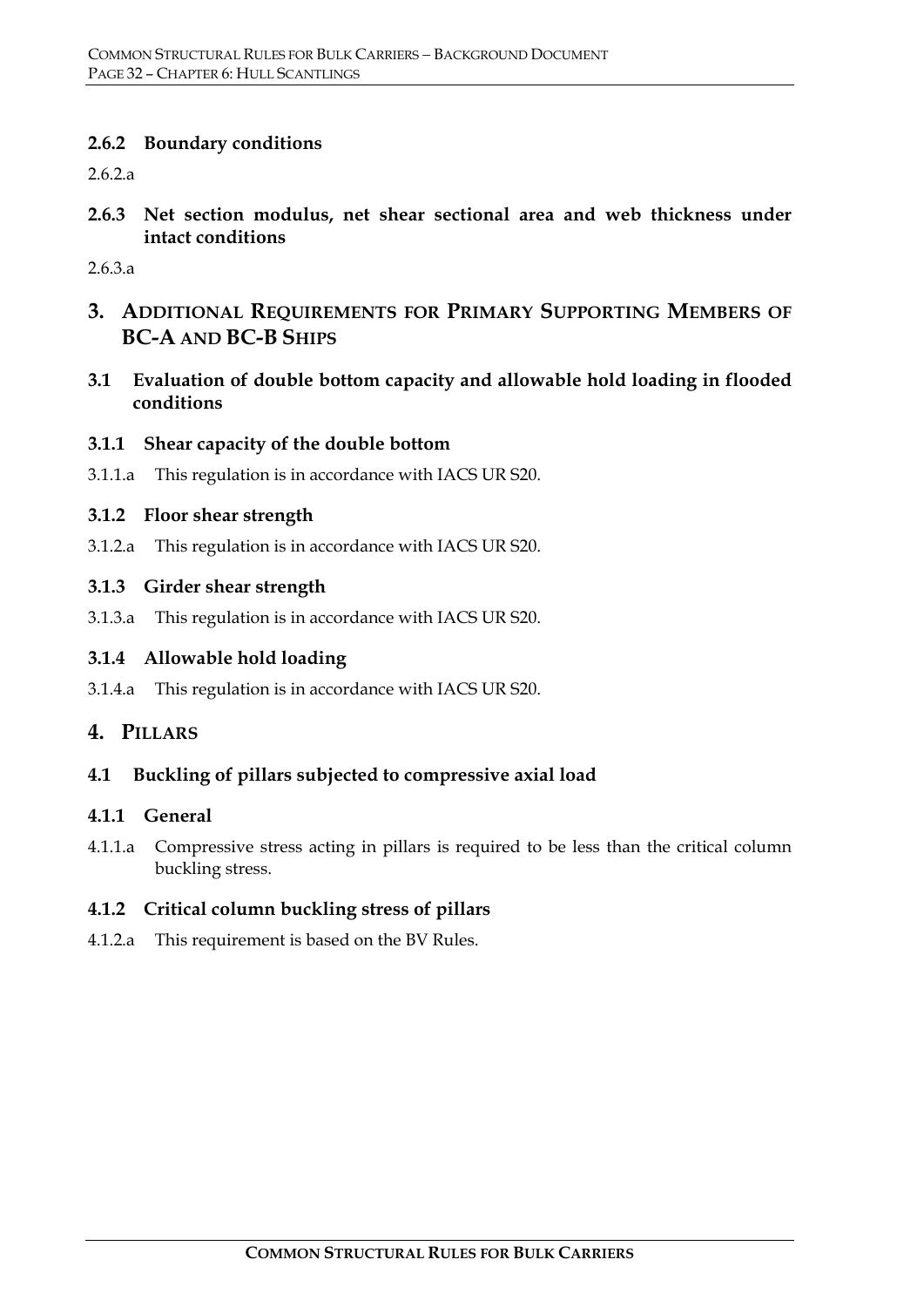### 2.6.2 Boundary conditions

2.6.2.a

### 2.6.3 Net section modulus, net shear sectional area and web thickness under intact conditions

2.6.3.a

## 3. ADDITIONAL REQUIREMENTS FOR PRIMARY SUPPORTING MEMBERS OF BC-A AND BC-B SHIPS

### 3.1 Evaluation of double bottom capacity and allowable hold loading in flooded conditions

#### 3.1.1 Shear capacity of the double bottom

3.1.1.a This regulation is in accordance with IACS UR S20.

#### 3.1.2 Floor shear strength

3.1.2.a This regulation is in accordance with IACS UR S20.

#### 3.1.3 Girder shear strength

3.1.3.a This regulation is in accordance with IACS UR S20.

#### 3.1.4 Allowable hold loading

3.1.4.a This regulation is in accordance with IACS UR S20.

## 4. PILLARS

### 4.1 Buckling of pillars subjected to compressive axial load

#### 4.1.1 General

4.1.1.a Compressive stress acting in pillars is required to be less than the critical column buckling stress.

#### 4.1.2 Critical column buckling stress of pillars

4.1.2.a This requirement is based on the BV Rules.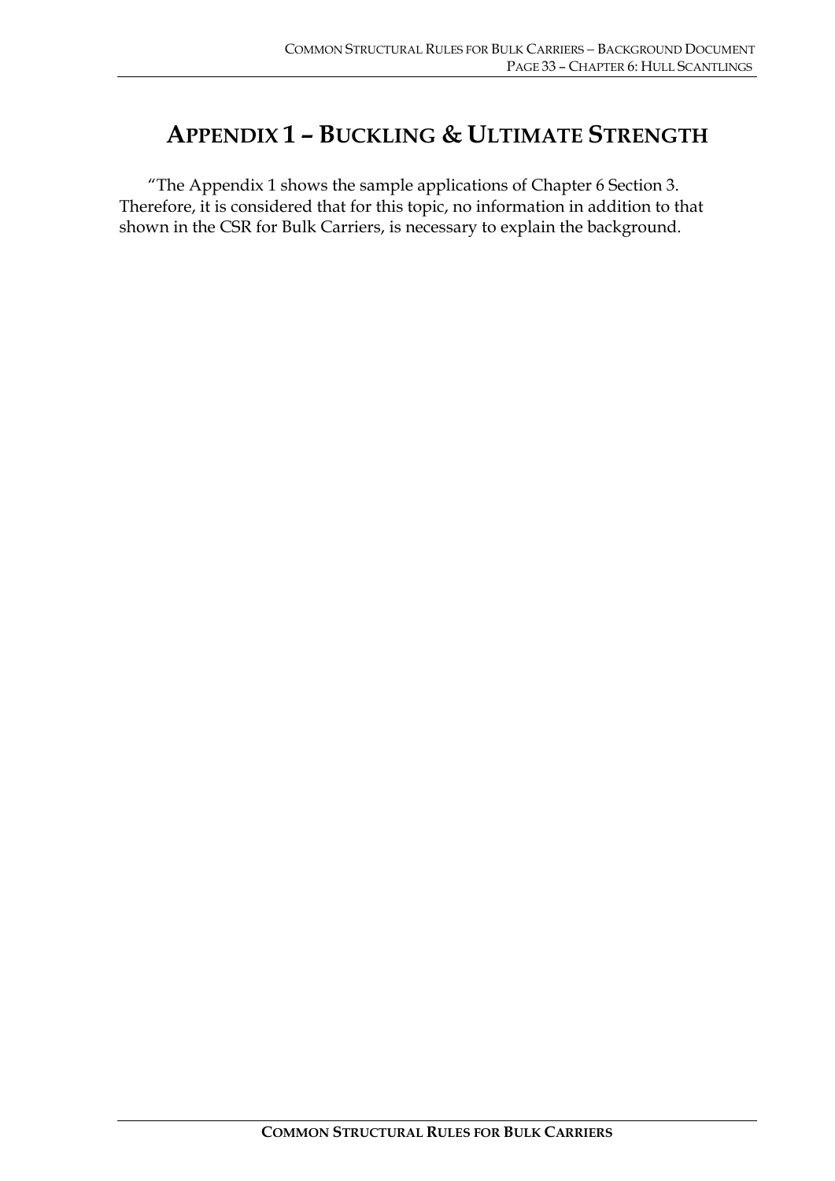# APPENDIX 1 – BUCKLING & ULTIMATE STRENGTH

"The Appendix 1 shows the sample applications of Chapter 6 Section 3. Therefore, it is considered that for this topic, no information in addition to that shown in the CSR for Bulk Carriers, is necessary to explain the background.